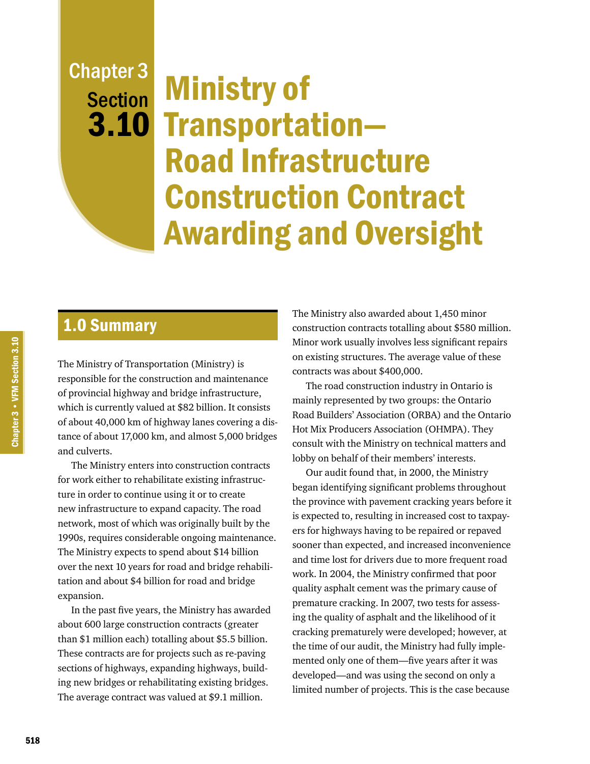# Chapter 3 Section 3.10 Ministry of Transportation—Road Infrastructure Construction Contract Awarding and Oversight

## 1.0 Summary

The Ministry of Transportation (Ministry) is responsible for the construction and maintenance of provincial highway and bridge infrastructure, which is currently valued at $82 billion. It consists of about 40,000 km of highway lanes covering a distance of about 17,000 km, and almost 5,000 bridges and culverts.

The Ministry enters into construction contracts for work either to rehabilitate existing infrastructure in order to continue using it or to create new infrastructure to expand capacity. The road network, most of which was originally built by the 1990s, requires considerable ongoing maintenance. The Ministry expects to spend about $14 billion over the next 10 years for road and bridge rehabilitation and about $4 billion for road and bridge expansion.

In the past five years, the Ministry has awarded about 600 large construction contracts (greater than $1 million each) totalling about $5.5 billion. These contracts are for projects such as re-paving sections of highways, expanding highways, building new bridges or rehabilitating existing bridges. The average contract was valued at $9.1 million.

The Ministry also awarded about 1,450 minor construction contracts totalling about $580 million. Minor work usually involves less significant repairs on existing structures. The average value of these contracts was about $400,000.

The road construction industry in Ontario is mainly represented by two groups: the Ontario Road Builders' Association (ORBA) and the Ontario Hot Mix Producers Association (OHMPA). They consult with the Ministry on technical matters and lobby on behalf of their members' interests.

Our audit found that, in 2000, the Ministry began identifying significant problems throughout the province with pavement cracking years before it is expected to, resulting in increased cost to taxpayers for highways having to be repaired or repaved sooner than expected, and increased inconvenience and time lost for drivers due to more frequent road work. In 2004, the Ministry confirmed that poor quality asphalt cement was the primary cause of premature cracking. In 2007, two tests for assessing the quality of asphalt and the likelihood of it cracking prematurely were developed; however, at the time of our audit, the Ministry had fully implemented only one of them—five years after it was developed—and was using the second on only a limited number of projects. This is the case because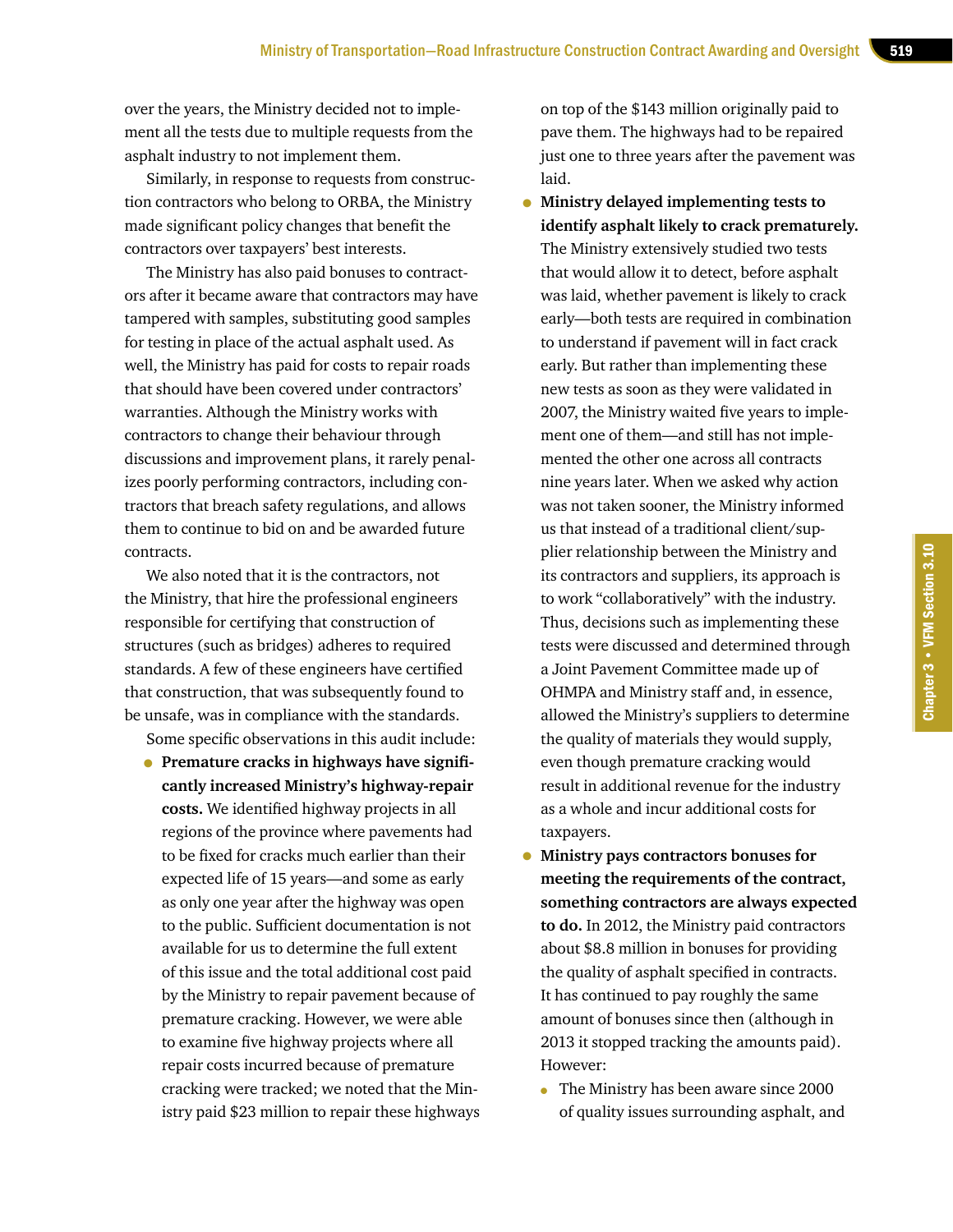over the years, the Ministry decided not to implement all the tests due to multiple requests from the asphalt industry to not implement them.

Similarly, in response to requests from construction contractors who belong to ORBA, the Ministry made significant policy changes that benefit the contractors over taxpayers' best interests.

The Ministry has also paid bonuses to contractors after it became aware that contractors may have tampered with samples, substituting good samples for testing in place of the actual asphalt used. As well, the Ministry has paid for costs to repair roads that should have been covered under contractors' warranties. Although the Ministry works with contractors to change their behaviour through discussions and improvement plans, it rarely penalizes poorly performing contractors, including contractors that breach safety regulations, and allows them to continue to bid on and be awarded future contracts.

We also noted that it is the contractors, not the Ministry, that hire the professional engineers responsible for certifying that construction of structures (such as bridges) adheres to required standards. A few of these engineers have certified that construction, that was subsequently found to be unsafe, was in compliance with the standards.

Some specific observations in this audit include:

- **Premature cracks in highways have significantly increased Ministry's highway-repair costs.** We identified highway projects in all regions of the province where pavements had to be fixed for cracks much earlier than their expected life of 15 years—and some as early as only one year after the highway was open to the public. Sufficient documentation is not available for us to determine the full extent of this issue and the total additional cost paid by the Ministry to repair pavement because of premature cracking. However, we were able to examine five highway projects where all repair costs incurred because of premature cracking were tracked; we noted that the Ministry paid $23 million to repair these highways on top of the $143 million originally paid to pave them. The highways had to be repaired just one to three years after the pavement was laid.
- **Ministry delayed implementing tests to identify asphalt likely to crack prematurely.** The Ministry extensively studied two tests that would allow it to detect, before asphalt was laid, whether pavement is likely to crack early—both tests are required in combination to understand if pavement will in fact crack early. But rather than implementing these new tests as soon as they were validated in 2007, the Ministry waited five years to implement one of them—and still has not implemented the other one across all contracts nine years later. When we asked why action was not taken sooner, the Ministry informed us that instead of a traditional client/supplier relationship between the Ministry and its contractors and suppliers, its approach is to work "collaboratively" with the industry. Thus, decisions such as implementing these tests were discussed and determined through a Joint Pavement Committee made up of OHMPA and Ministry staff and, in essence, allowed the Ministry's suppliers to determine the quality of materials they would supply, even though premature cracking would result in additional revenue for the industry as a whole and incur additional costs for taxpayers.
- **Ministry pays contractors bonuses for meeting the requirements of the contract, something contractors are always expected to do.** In 2012, the Ministry paid contractors about $8.8 million in bonuses for providing the quality of asphalt specified in contracts. It has continued to pay roughly the same amount of bonuses since then (although in 2013 it stopped tracking the amounts paid). However:
  - The Ministry has been aware since 2000 of quality issues surrounding asphalt, and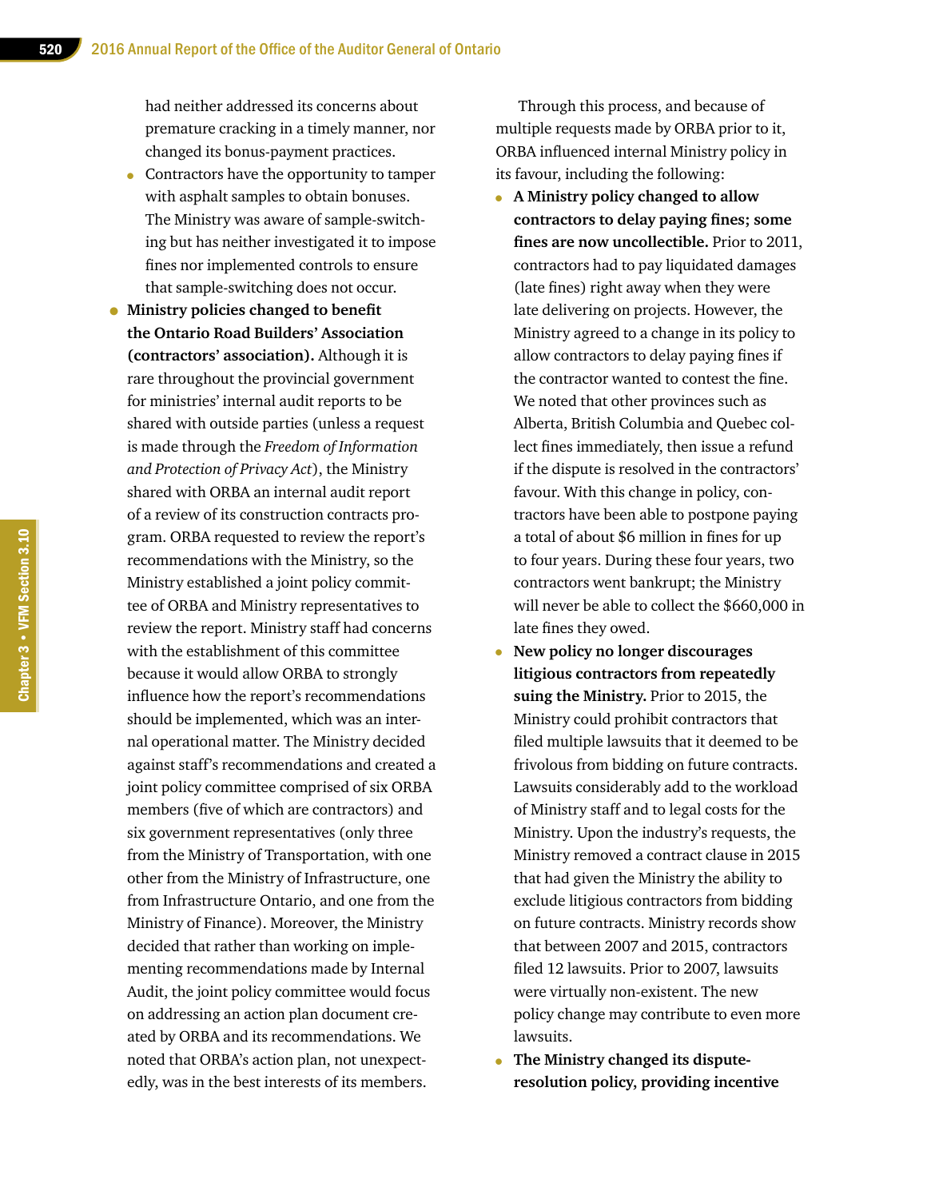had neither addressed its concerns about premature cracking in a timely manner, nor changed its bonus-payment practices.

- Contractors have the opportunity to tamper with asphalt samples to obtain bonuses. The Ministry was aware of sample-switching but has neither investigated it to impose fines nor implemented controls to ensure that sample-switching does not occur.

- **Ministry policies changed to benefit the Ontario Road Builders' Association (contractors' association).** Although it is rare throughout the provincial government for ministries' internal audit reports to be shared with outside parties (unless a request is made through the *Freedom of Information and Protection of Privacy Act*), the Ministry shared with ORBA an internal audit report of a review of its construction contracts program. ORBA requested to review the report's recommendations with the Ministry, so the Ministry established a joint policy committee of ORBA and Ministry representatives to review the report. Ministry staff had concerns with the establishment of this committee because it would allow ORBA to strongly influence how the report's recommendations should be implemented, which was an internal operational matter. The Ministry decided against staff's recommendations and created a joint policy committee comprised of six ORBA members (five of which are contractors) and six government representatives (only three from the Ministry of Transportation, with one other from the Ministry of Infrastructure, one from Infrastructure Ontario, and one from the Ministry of Finance). Moreover, the Ministry decided that rather than working on implementing recommendations made by Internal Audit, the joint policy committee would focus on addressing an action plan document created by ORBA and its recommendations. We noted that ORBA's action plan, not unexpectedly, was in the best interests of its members.

Through this process, and because of multiple requests made by ORBA prior to it, ORBA influenced internal Ministry policy in its favour, including the following:

- **A Ministry policy changed to allow contractors to delay paying fines; some fines are now uncollectible.** Prior to 2011, contractors had to pay liquidated damages (late fines) right away when they were late delivering on projects. However, the Ministry agreed to a change in its policy to allow contractors to delay paying fines if the contractor wanted to contest the fine. We noted that other provinces such as Alberta, British Columbia and Quebec collect fines immediately, then issue a refund if the dispute is resolved in the contractors' favour. With this change in policy, contractors have been able to postpone paying a total of about $6 million in fines for up to four years. During these four years, two contractors went bankrupt; the Ministry will never be able to collect the $660,000 in late fines they owed.

- **New policy no longer discourages litigious contractors from repeatedly suing the Ministry.** Prior to 2015, the Ministry could prohibit contractors that filed multiple lawsuits that it deemed to be frivolous from bidding on future contracts. Lawsuits considerably add to the workload of Ministry staff and to legal costs for the Ministry. Upon the industry's requests, the Ministry removed a contract clause in 2015 that had given the Ministry the ability to exclude litigious contractors from bidding on future contracts. Ministry records show that between 2007 and 2015, contractors filed 12 lawsuits. Prior to 2007, lawsuits were virtually non-existent. The new policy change may contribute to even more lawsuits.

- **The Ministry changed its dispute-resolution policy, providing incentive**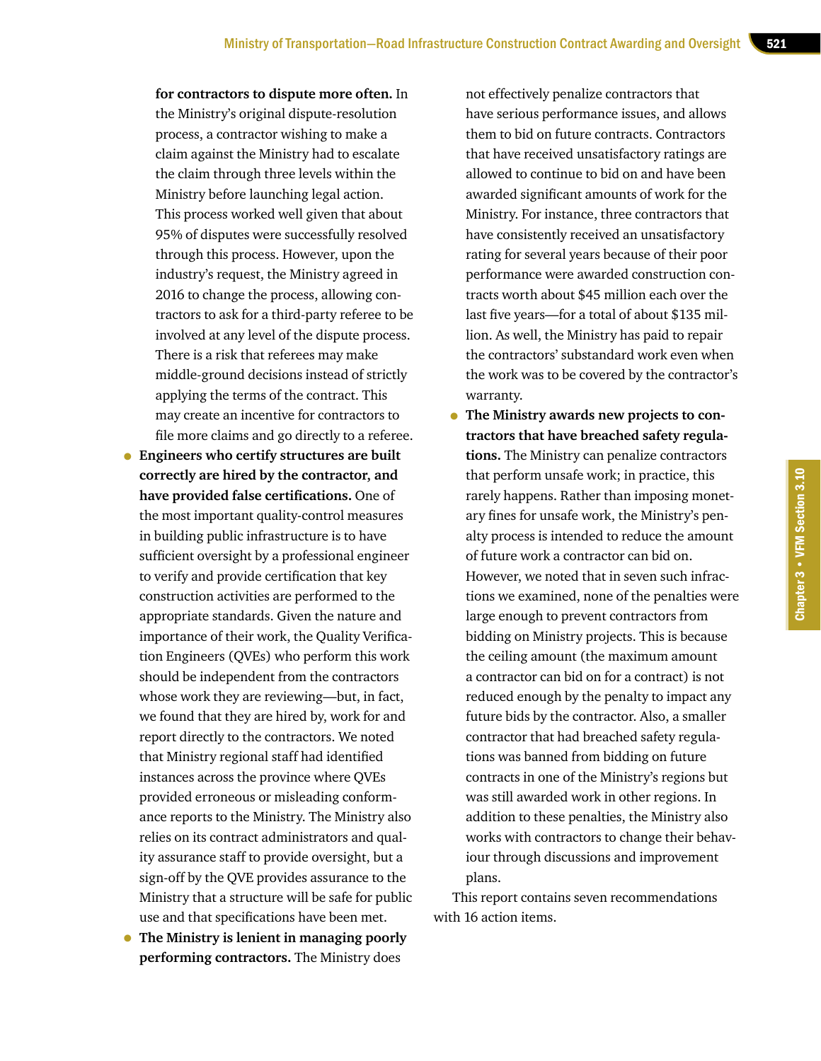**for contractors to dispute more often.** In the Ministry's original dispute-resolution process, a contractor wishing to make a claim against the Ministry had to escalate the claim through three levels within the Ministry before launching legal action. This process worked well given that about 95% of disputes were successfully resolved through this process. However, upon the industry's request, the Ministry agreed in 2016 to change the process, allowing contractors to ask for a third-party referee to be involved at any level of the dispute process. There is a risk that referees may make middle-ground decisions instead of strictly applying the terms of the contract. This may create an incentive for contractors to file more claims and go directly to a referee.

- **Engineers who certify structures are built correctly are hired by the contractor, and have provided false certifications.** One of the most important quality-control measures in building public infrastructure is to have sufficient oversight by a professional engineer to verify and provide certification that key construction activities are performed to the appropriate standards. Given the nature and importance of their work, the Quality Verification Engineers (QVEs) who perform this work should be independent from the contractors whose work they are reviewing—but, in fact, we found that they are hired by, work for and report directly to the contractors. We noted that Ministry regional staff had identified instances across the province where QVEs provided erroneous or misleading conformance reports to the Ministry. The Ministry also relies on its contract administrators and quality assurance staff to provide oversight, but a sign-off by the QVE provides assurance to the Ministry that a structure will be safe for public use and that specifications have been met.
- **The Ministry is lenient in managing poorly performing contractors.** The Ministry does not effectively penalize contractors that have serious performance issues, and allows them to bid on future contracts. Contractors that have received unsatisfactory ratings are allowed to continue to bid on and have been awarded significant amounts of work for the Ministry. For instance, three contractors that have consistently received an unsatisfactory rating for several years because of their poor performance were awarded construction contracts worth about $45 million each over the last five years—for a total of about $135 million. As well, the Ministry has paid to repair the contractors' substandard work even when the work was to be covered by the contractor's warranty.
- **The Ministry awards new projects to contractors that have breached safety regulations.** The Ministry can penalize contractors that perform unsafe work; in practice, this rarely happens. Rather than imposing monetary fines for unsafe work, the Ministry's penalty process is intended to reduce the amount of future work a contractor can bid on. However, we noted that in seven such infractions we examined, none of the penalties were large enough to prevent contractors from bidding on Ministry projects. This is because the ceiling amount (the maximum amount a contractor can bid on for a contract) is not reduced enough by the penalty to impact any future bids by the contractor. Also, a smaller contractor that had breached safety regulations was banned from bidding on future contracts in one of the Ministry's regions but was still awarded work in other regions. In addition to these penalties, the Ministry also works with contractors to change their behaviour through discussions and improvement plans.

This report contains seven recommendations with 16 action items.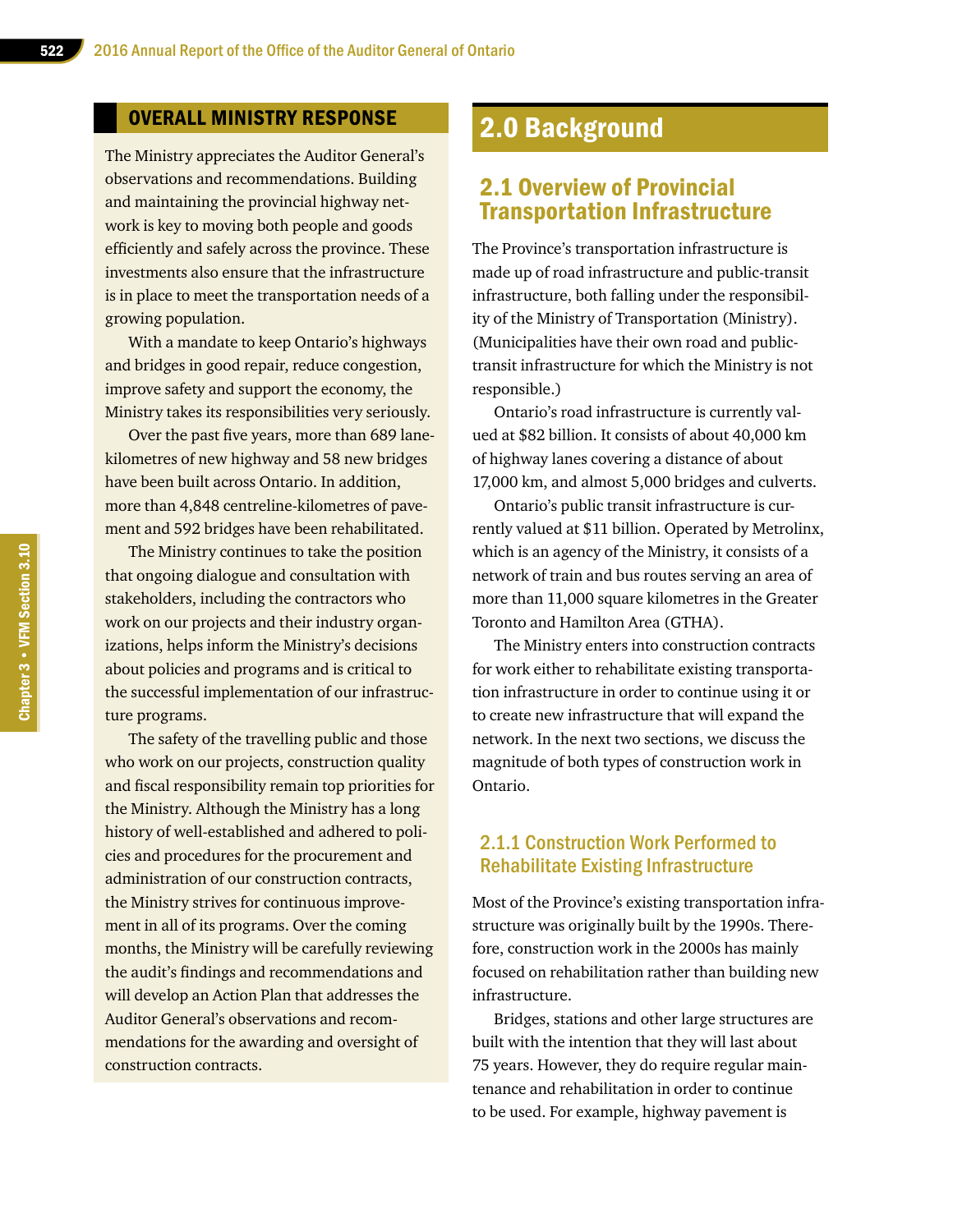## OVERALL MINISTRY RESPONSE

The Ministry appreciates the Auditor General's observations and recommendations. Building and maintaining the provincial highway network is key to moving both people and goods efficiently and safely across the province. These investments also ensure that the infrastructure is in place to meet the transportation needs of a growing population.

With a mandate to keep Ontario's highways and bridges in good repair, reduce congestion, improve safety and support the economy, the Ministry takes its responsibilities very seriously.

Over the past five years, more than 689 lane-kilometres of new highway and 58 new bridges have been built across Ontario. In addition, more than 4,848 centreline-kilometres of pavement and 592 bridges have been rehabilitated.

The Ministry continues to take the position that ongoing dialogue and consultation with stakeholders, including the contractors who work on our projects and their industry organizations, helps inform the Ministry's decisions about policies and programs and is critical to the successful implementation of our infrastructure programs.

The safety of the travelling public and those who work on our projects, construction quality and fiscal responsibility remain top priorities for the Ministry. Although the Ministry has a long history of well-established and adhered to policies and procedures for the procurement and administration of our construction contracts, the Ministry strives for continuous improvement in all of its programs. Over the coming months, the Ministry will be carefully reviewing the audit's findings and recommendations and will develop an Action Plan that addresses the Auditor General's observations and recommendations for the awarding and oversight of construction contracts.

# 2.0 Background

## 2.1 Overview of Provincial Transportation Infrastructure

The Province's transportation infrastructure is made up of road infrastructure and public-transit infrastructure, both falling under the responsibility of the Ministry of Transportation (Ministry). (Municipalities have their own road and public-transit infrastructure for which the Ministry is not responsible.)

Ontario's road infrastructure is currently valued at $82 billion. It consists of about 40,000 km of highway lanes covering a distance of about 17,000 km, and almost 5,000 bridges and culverts.

Ontario's public transit infrastructure is currently valued at $11 billion. Operated by Metrolinx, which is an agency of the Ministry, it consists of a network of train and bus routes serving an area of more than 11,000 square kilometres in the Greater Toronto and Hamilton Area (GTHA).

The Ministry enters into construction contracts for work either to rehabilitate existing transportation infrastructure in order to continue using it or to create new infrastructure that will expand the network. In the next two sections, we discuss the magnitude of both types of construction work in Ontario.

### 2.1.1 Construction Work Performed to Rehabilitate Existing Infrastructure

Most of the Province's existing transportation infrastructure was originally built by the 1990s. Therefore, construction work in the 2000s has mainly focused on rehabilitation rather than building new infrastructure.

Bridges, stations and other large structures are built with the intention that they will last about 75 years. However, they do require regular maintenance and rehabilitation in order to continue to be used. For example, highway pavement is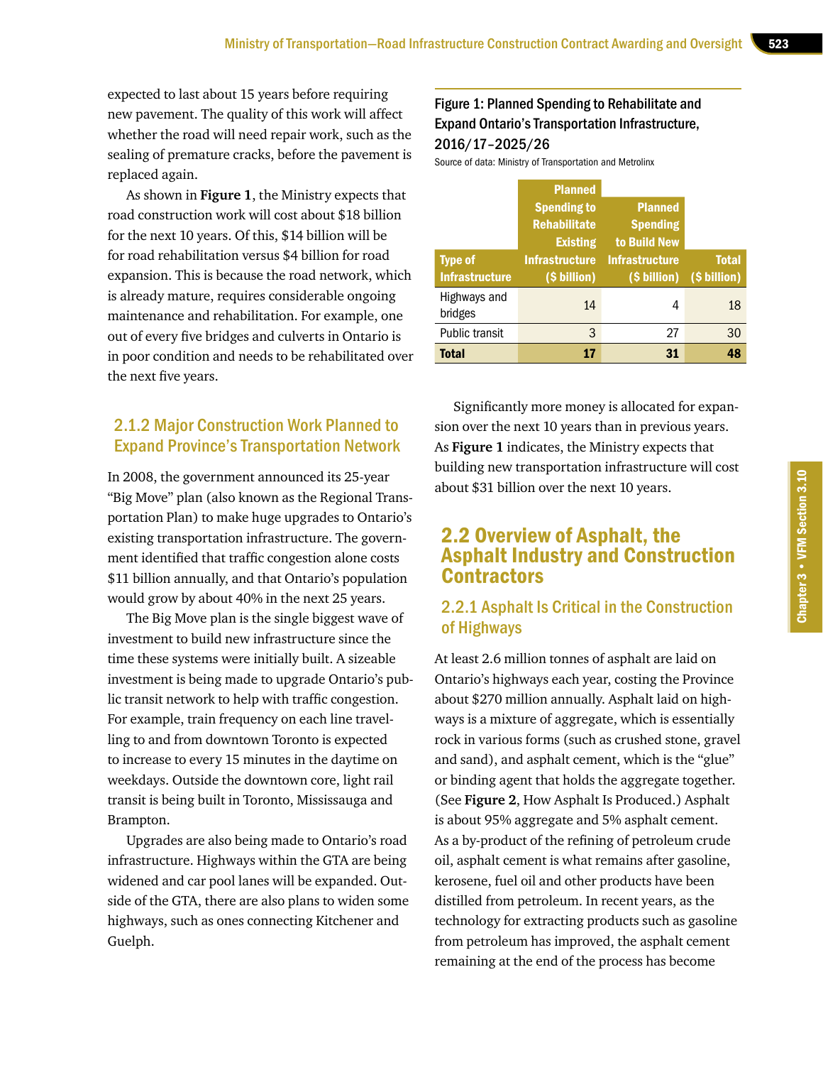expected to last about 15 years before requiring new pavement. The quality of this work will affect whether the road will need repair work, such as the sealing of premature cracks, before the pavement is replaced again.

As shown in **Figure 1**, the Ministry expects that road construction work will cost about $18 billion for the next 10 years. Of this, $14 billion will be for road rehabilitation versus $4 billion for road expansion. This is because the road network, which is already mature, requires considerable ongoing maintenance and rehabilitation. For example, one out of every five bridges and culverts in Ontario is in poor condition and needs to be rehabilitated over the next five years.

### 2.1.2 Major Construction Work Planned to Expand Province's Transportation Network

In 2008, the government announced its 25-year "Big Move" plan (also known as the Regional Transportation Plan) to make huge upgrades to Ontario's existing transportation infrastructure. The government identified that traffic congestion alone costs $11 billion annually, and that Ontario's population would grow by about 40% in the next 25 years.

The Big Move plan is the single biggest wave of investment to build new infrastructure since the time these systems were initially built. A sizeable investment is being made to upgrade Ontario's public transit network to help with traffic congestion. For example, train frequency on each line travelling to and from downtown Toronto is expected to increase to every 15 minutes in the daytime on weekdays. Outside the downtown core, light rail transit is being built in Toronto, Mississauga and Brampton.

Upgrades are also being made to Ontario's road infrastructure. Highways within the GTA are being widened and car pool lanes will be expanded. Outside of the GTA, there are also plans to widen some highways, such as ones connecting Kitchener and Guelph.

**Figure 1: Planned Spending to Rehabilitate and Expand Ontario's Transportation Infrastructure, 2016/17–2025/26**

Source of data: Ministry of Transportation and Metrolinx

| Type of Infrastructure | Planned Spending to Rehabilitate Existing Infrastructure ($ billion) | Planned Spending to Build New Infrastructure ($ billion) | Total ($ billion) |
|---|---|---|---|
| Highways and bridges | 14 | 4 | 18 |
| Public transit | 3 | 27 | 30 |
| **Total** | **17** | **31** | **48** |

Significantly more money is allocated for expansion over the next 10 years than in previous years. As **Figure 1** indicates, the Ministry expects that building new transportation infrastructure will cost about $31 billion over the next 10 years.

## 2.2 Overview of Asphalt, the Asphalt Industry and Construction Contractors

### 2.2.1 Asphalt Is Critical in the Construction of Highways

At least 2.6 million tonnes of asphalt are laid on Ontario's highways each year, costing the Province about $270 million annually. Asphalt laid on highways is a mixture of aggregate, which is essentially rock in various forms (such as crushed stone, gravel and sand), and asphalt cement, which is the "glue" or binding agent that holds the aggregate together. (See **Figure 2**, How Asphalt Is Produced.) Asphalt is about 95% aggregate and 5% asphalt cement. As a by-product of the refining of petroleum crude oil, asphalt cement is what remains after gasoline, kerosene, fuel oil and other products have been distilled from petroleum. In recent years, as the technology for extracting products such as gasoline from petroleum has improved, the asphalt cement remaining at the end of the process has become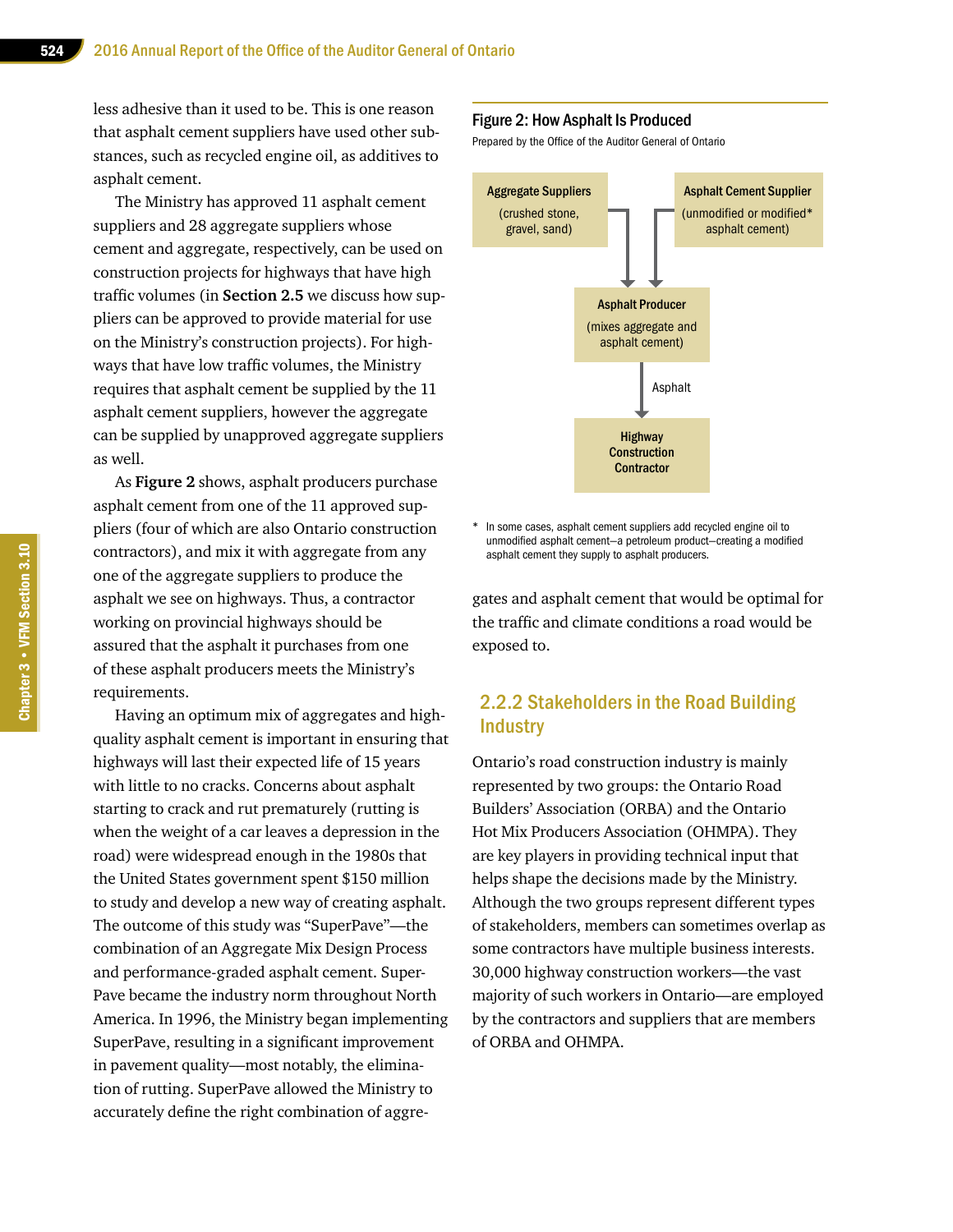less adhesive than it used to be. This is one reason that asphalt cement suppliers have used other substances, such as recycled engine oil, as additives to asphalt cement.

The Ministry has approved 11 asphalt cement suppliers and 28 aggregate suppliers whose cement and aggregate, respectively, can be used on construction projects for highways that have high traffic volumes (in **Section 2.5** we discuss how suppliers can be approved to provide material for use on the Ministry's construction projects). For highways that have low traffic volumes, the Ministry requires that asphalt cement be supplied by the 11 asphalt cement suppliers, however the aggregate can be supplied by unapproved aggregate suppliers as well.

As **Figure 2** shows, asphalt producers purchase asphalt cement from one of the 11 approved suppliers (four of which are also Ontario construction contractors), and mix it with aggregate from any one of the aggregate suppliers to produce the asphalt we see on highways. Thus, a contractor working on provincial highways should be assured that the asphalt it purchases from one of these asphalt producers meets the Ministry's requirements.

Having an optimum mix of aggregates and high-quality asphalt cement is important in ensuring that highways will last their expected life of 15 years with little to no cracks. Concerns about asphalt starting to crack and rut prematurely (rutting is when the weight of a car leaves a depression in the road) were widespread enough in the 1980s that the United States government spent $150 million to study and develop a new way of creating asphalt. The outcome of this study was "SuperPave"—the combination of an Aggregate Mix Design Process and performance-graded asphalt cement. SuperPave became the industry norm throughout North America. In 1996, the Ministry began implementing SuperPave, resulting in a significant improvement in pavement quality—most notably, the elimination of rutting. SuperPave allowed the Ministry to accurately define the right combination of aggregates and asphalt cement that would be optimal for the traffic and climate conditions a road would be exposed to.

**Figure 2: How Asphalt Is Produced**

Prepared by the Office of the Auditor General of Ontario

**Aggregate Suppliers** (crushed stone, gravel, sand) → **Asphalt Producer** (mixes aggregate and asphalt cement)

**Asphalt Cement Supplier** (unmodified or modified* asphalt cement) → **Asphalt Producer** (mixes aggregate and asphalt cement)

**Asphalt Producer** → Asphalt → **Highway Construction Contractor**

\* In some cases, asphalt cement suppliers add recycled engine oil to unmodified asphalt cement—a petroleum product—creating a modified asphalt cement they supply to asphalt producers.

### 2.2.2 Stakeholders in the Road Building Industry

Ontario's road construction industry is mainly represented by two groups: the Ontario Road Builders' Association (ORBA) and the Ontario Hot Mix Producers Association (OHMPA). They are key players in providing technical input that helps shape the decisions made by the Ministry. Although the two groups represent different types of stakeholders, members can sometimes overlap as some contractors have multiple business interests. 30,000 highway construction workers—the vast majority of such workers in Ontario—are employed by the contractors and suppliers that are members of ORBA and OHMPA.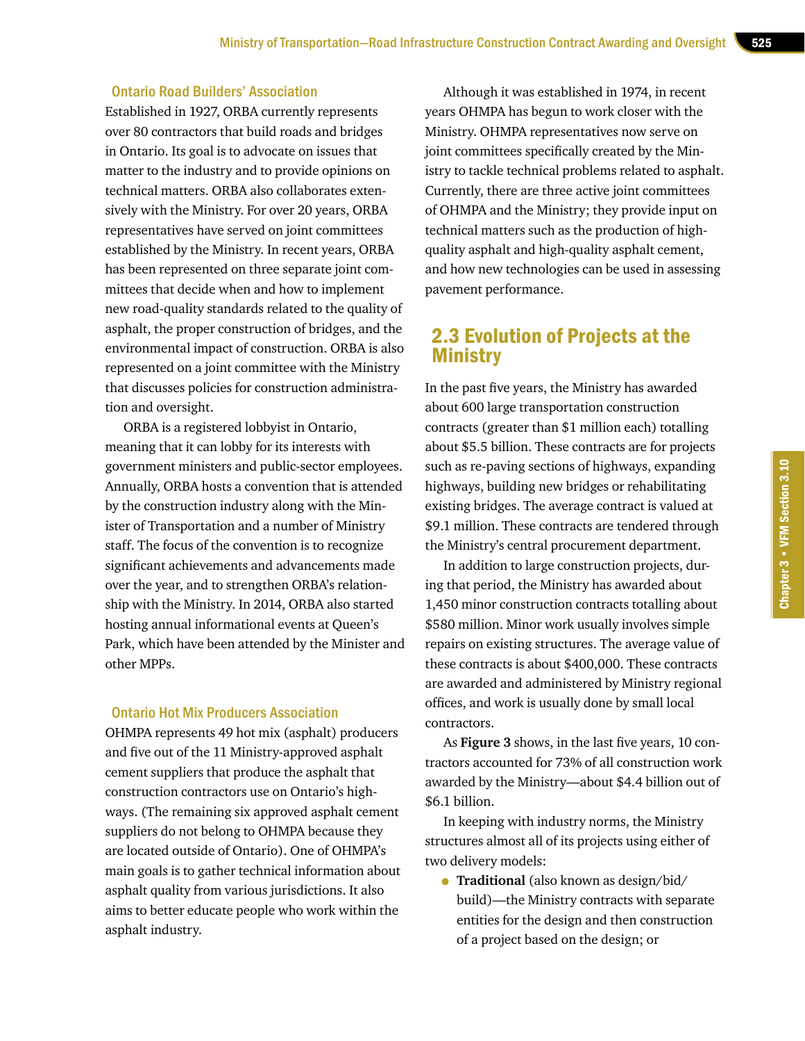#### Ontario Road Builders' Association

Established in 1927, ORBA currently represents over 80 contractors that build roads and bridges in Ontario. Its goal is to advocate on issues that matter to the industry and to provide opinions on technical matters. ORBA also collaborates extensively with the Ministry. For over 20 years, ORBA representatives have served on joint committees established by the Ministry. In recent years, ORBA has been represented on three separate joint committees that decide when and how to implement new road-quality standards related to the quality of asphalt, the proper construction of bridges, and the environmental impact of construction. ORBA is also represented on a joint committee with the Ministry that discusses policies for construction administration and oversight.

ORBA is a registered lobbyist in Ontario, meaning that it can lobby for its interests with government ministers and public-sector employees. Annually, ORBA hosts a convention that is attended by the construction industry along with the Minister of Transportation and a number of Ministry staff. The focus of the convention is to recognize significant achievements and advancements made over the year, and to strengthen ORBA's relationship with the Ministry. In 2014, ORBA also started hosting annual informational events at Queen's Park, which have been attended by the Minister and other MPPs.

#### Ontario Hot Mix Producers Association

OHMPA represents 49 hot mix (asphalt) producers and five out of the 11 Ministry-approved asphalt cement suppliers that produce the asphalt that construction contractors use on Ontario's highways. (The remaining six approved asphalt cement suppliers do not belong to OHMPA because they are located outside of Ontario). One of OHMPA's main goals is to gather technical information about asphalt quality from various jurisdictions. It also aims to better educate people who work within the asphalt industry.

Although it was established in 1974, in recent years OHMPA has begun to work closer with the Ministry. OHMPA representatives now serve on joint committees specifically created by the Ministry to tackle technical problems related to asphalt. Currently, there are three active joint committees of OHMPA and the Ministry; they provide input on technical matters such as the production of high-quality asphalt and high-quality asphalt cement, and how new technologies can be used in assessing pavement performance.

## 2.3 Evolution of Projects at the Ministry

In the past five years, the Ministry has awarded about 600 large transportation construction contracts (greater than $1 million each) totalling about $5.5 billion. These contracts are for projects such as re-paving sections of highways, expanding highways, building new bridges or rehabilitating existing bridges. The average contract is valued at $9.1 million. These contracts are tendered through the Ministry's central procurement department.

In addition to large construction projects, during that period, the Ministry has awarded about 1,450 minor construction contracts totalling about $580 million. Minor work usually involves simple repairs on existing structures. The average value of these contracts is about $400,000. These contracts are awarded and administered by Ministry regional offices, and work is usually done by small local contractors.

As **Figure 3** shows, in the last five years, 10 contractors accounted for 73% of all construction work awarded by the Ministry—about $4.4 billion out of $6.1 billion.

In keeping with industry norms, the Ministry structures almost all of its projects using either of two delivery models:

- **Traditional** (also known as design/bid/build)—the Ministry contracts with separate entities for the design and then construction of a project based on the design; or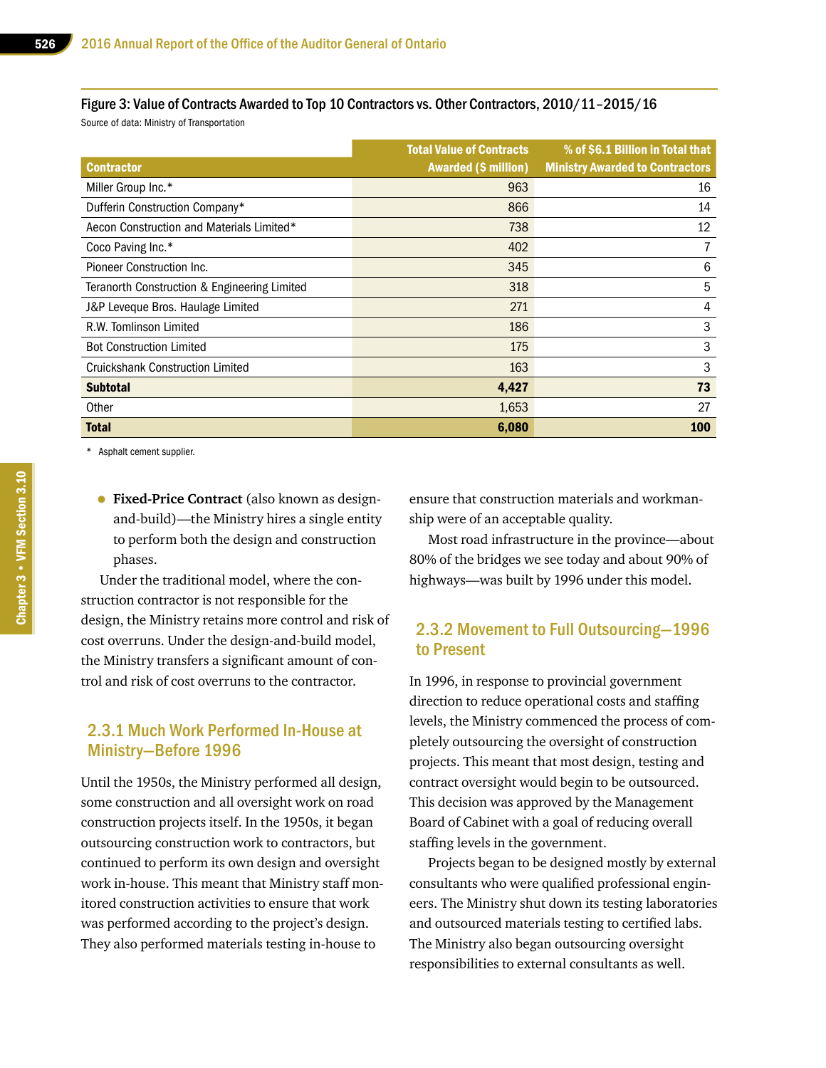Figure 3: Value of Contracts Awarded to Top 10 Contractors vs. Other Contractors, 2010/11–2015/16

Source of data: Ministry of Transportation

| Contractor | Total Value of Contracts Awarded ($ million) | % of $6.1 Billion in Total that Ministry Awarded to Contractors |
|---|---|---|
| Miller Group Inc.* | 963 | 16 |
| Dufferin Construction Company* | 866 | 14 |
| Aecon Construction and Materials Limited* | 738 | 12 |
| Coco Paving Inc.* | 402 | 7 |
| Pioneer Construction Inc. | 345 | 6 |
| Teranorth Construction & Engineering Limited | 318 | 5 |
| J&P Leveque Bros. Haulage Limited | 271 | 4 |
| R.W. Tomlinson Limited | 186 | 3 |
| Bot Construction Limited | 175 | 3 |
| Cruickshank Construction Limited | 163 | 3 |
| **Subtotal** | **4,427** | **73** |
| Other | 1,653 | 27 |
| **Total** | **6,080** | **100** |

\* Asphalt cement supplier.

- **Fixed-Price Contract** (also known as design-and-build)—the Ministry hires a single entity to perform both the design and construction phases.

Under the traditional model, where the construction contractor is not responsible for the design, the Ministry retains more control and risk of cost overruns. Under the design-and-build model, the Ministry transfers a significant amount of control and risk of cost overruns to the contractor.

### 2.3.1 Much Work Performed In-House at Ministry—Before 1996

Until the 1950s, the Ministry performed all design, some construction and all oversight work on road construction projects itself. In the 1950s, it began outsourcing construction work to contractors, but continued to perform its own design and oversight work in-house. This meant that Ministry staff monitored construction activities to ensure that work was performed according to the project's design. They also performed materials testing in-house to ensure that construction materials and workmanship were of an acceptable quality.

Most road infrastructure in the province—about 80% of the bridges we see today and about 90% of highways—was built by 1996 under this model.

### 2.3.2 Movement to Full Outsourcing—1996 to Present

In 1996, in response to provincial government direction to reduce operational costs and staffing levels, the Ministry commenced the process of completely outsourcing the oversight of construction projects. This meant that most design, testing and contract oversight would begin to be outsourced. This decision was approved by the Management Board of Cabinet with a goal of reducing overall staffing levels in the government.

Projects began to be designed mostly by external consultants who were qualified professional engineers. The Ministry shut down its testing laboratories and outsourced materials testing to certified labs. The Ministry also began outsourcing oversight responsibilities to external consultants as well.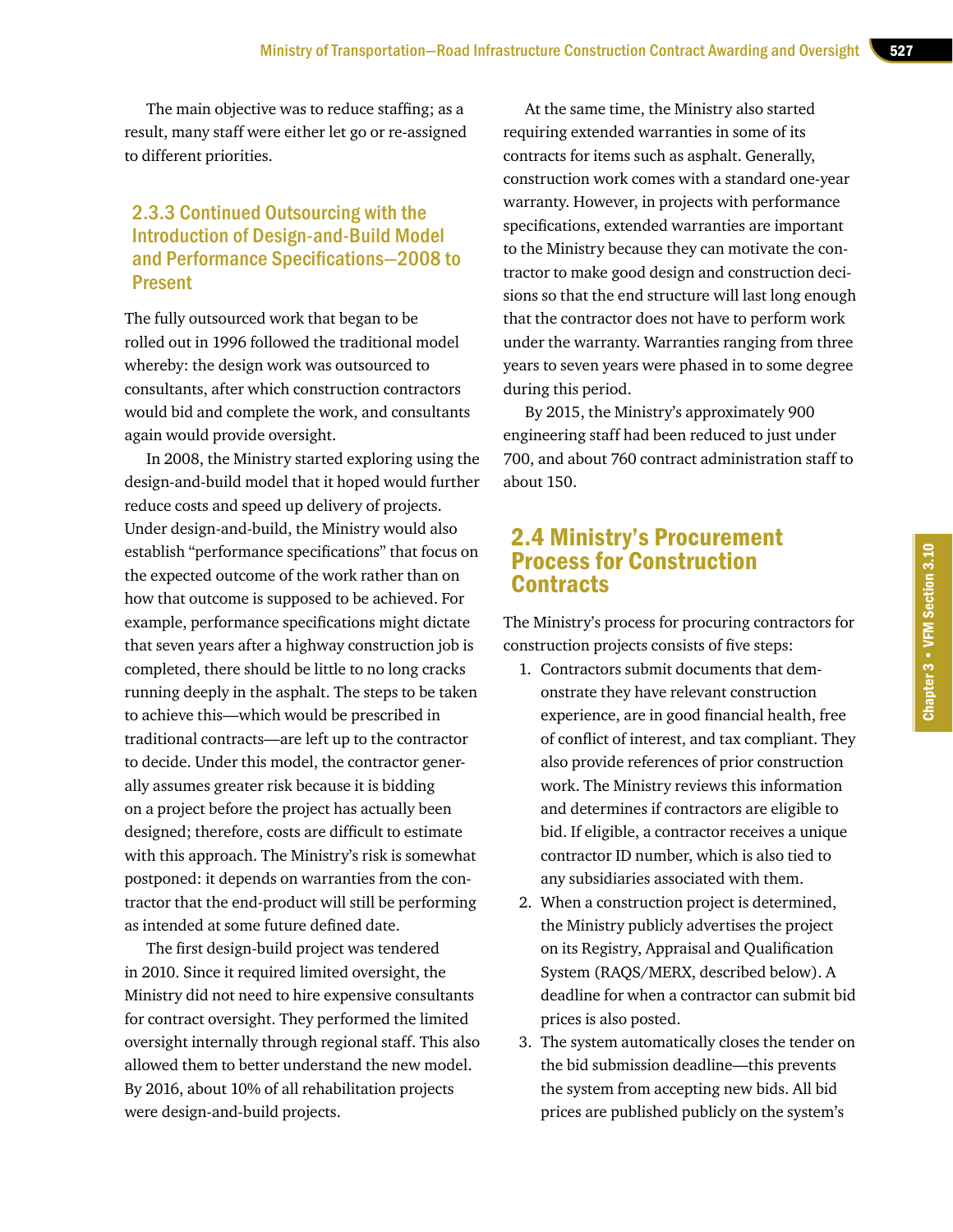The main objective was to reduce staffing; as a result, many staff were either let go or re-assigned to different priorities.

### 2.3.3 Continued Outsourcing with the Introduction of Design-and-Build Model and Performance Specifications—2008 to Present

The fully outsourced work that began to be rolled out in 1996 followed the traditional model whereby: the design work was outsourced to consultants, after which construction contractors would bid and complete the work, and consultants again would provide oversight.

In 2008, the Ministry started exploring using the design-and-build model that it hoped would further reduce costs and speed up delivery of projects. Under design-and-build, the Ministry would also establish "performance specifications" that focus on the expected outcome of the work rather than on how that outcome is supposed to be achieved. For example, performance specifications might dictate that seven years after a highway construction job is completed, there should be little to no long cracks running deeply in the asphalt. The steps to be taken to achieve this—which would be prescribed in traditional contracts—are left up to the contractor to decide. Under this model, the contractor generally assumes greater risk because it is bidding on a project before the project has actually been designed; therefore, costs are difficult to estimate with this approach. The Ministry's risk is somewhat postponed: it depends on warranties from the contractor that the end-product will still be performing as intended at some future defined date.

The first design-build project was tendered in 2010. Since it required limited oversight, the Ministry did not need to hire expensive consultants for contract oversight. They performed the limited oversight internally through regional staff. This also allowed them to better understand the new model. By 2016, about 10% of all rehabilitation projects were design-and-build projects.

At the same time, the Ministry also started requiring extended warranties in some of its contracts for items such as asphalt. Generally, construction work comes with a standard one-year warranty. However, in projects with performance specifications, extended warranties are important to the Ministry because they can motivate the contractor to make good design and construction decisions so that the end structure will last long enough that the contractor does not have to perform work under the warranty. Warranties ranging from three years to seven years were phased in to some degree during this period.

By 2015, the Ministry's approximately 900 engineering staff had been reduced to just under 700, and about 760 contract administration staff to about 150.

## 2.4 Ministry's Procurement Process for Construction Contracts

The Ministry's process for procuring contractors for construction projects consists of five steps:

1. Contractors submit documents that demonstrate they have relevant construction experience, are in good financial health, free of conflict of interest, and tax compliant. They also provide references of prior construction work. The Ministry reviews this information and determines if contractors are eligible to bid. If eligible, a contractor receives a unique contractor ID number, which is also tied to any subsidiaries associated with them.
2. When a construction project is determined, the Ministry publicly advertises the project on its Registry, Appraisal and Qualification System (RAQS/MERX, described below). A deadline for when a contractor can submit bid prices is also posted.
3. The system automatically closes the tender on the bid submission deadline—this prevents the system from accepting new bids. All bid prices are published publicly on the system's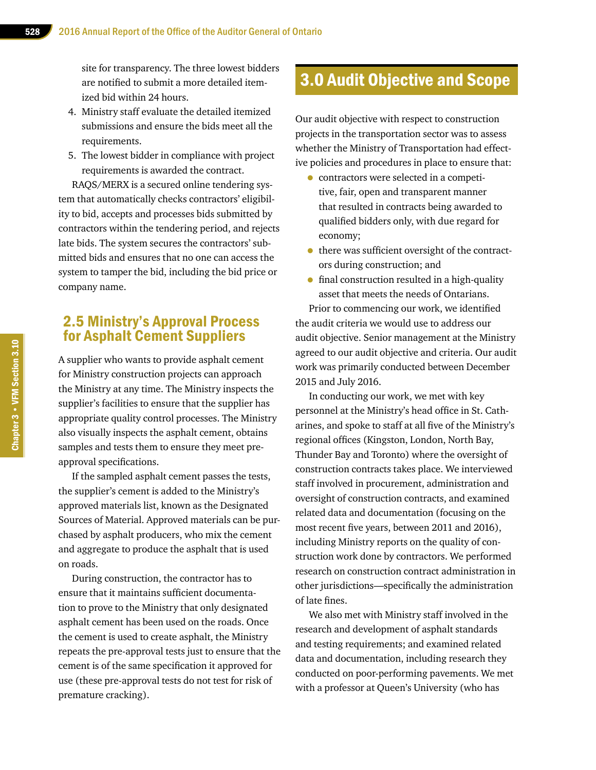site for transparency. The three lowest bidders are notified to submit a more detailed itemized bid within 24 hours.

4. Ministry staff evaluate the detailed itemized submissions and ensure the bids meet all the requirements.
5. The lowest bidder in compliance with project requirements is awarded the contract.

RAQS/MERX is a secured online tendering system that automatically checks contractors' eligibility to bid, accepts and processes bids submitted by contractors within the tendering period, and rejects late bids. The system secures the contractors' submitted bids and ensures that no one can access the system to tamper the bid, including the bid price or company name.

## 2.5 Ministry's Approval Process for Asphalt Cement Suppliers

A supplier who wants to provide asphalt cement for Ministry construction projects can approach the Ministry at any time. The Ministry inspects the supplier's facilities to ensure that the supplier has appropriate quality control processes. The Ministry also visually inspects the asphalt cement, obtains samples and tests them to ensure they meet pre-approval specifications.

If the sampled asphalt cement passes the tests, the supplier's cement is added to the Ministry's approved materials list, known as the Designated Sources of Material. Approved materials can be purchased by asphalt producers, who mix the cement and aggregate to produce the asphalt that is used on roads.

During construction, the contractor has to ensure that it maintains sufficient documentation to prove to the Ministry that only designated asphalt cement has been used on the roads. Once the cement is used to create asphalt, the Ministry repeats the pre-approval tests just to ensure that the cement is of the same specification it approved for use (these pre-approval tests do not test for risk of premature cracking).

# 3.0 Audit Objective and Scope

Our audit objective with respect to construction projects in the transportation sector was to assess whether the Ministry of Transportation had effective policies and procedures in place to ensure that:

- contractors were selected in a competitive, fair, open and transparent manner that resulted in contracts being awarded to qualified bidders only, with due regard for economy;
- there was sufficient oversight of the contractors during construction; and
- final construction resulted in a high-quality asset that meets the needs of Ontarians.

Prior to commencing our work, we identified the audit criteria we would use to address our audit objective. Senior management at the Ministry agreed to our audit objective and criteria. Our audit work was primarily conducted between December 2015 and July 2016.

In conducting our work, we met with key personnel at the Ministry's head office in St. Catharines, and spoke to staff at all five of the Ministry's regional offices (Kingston, London, North Bay, Thunder Bay and Toronto) where the oversight of construction contracts takes place. We interviewed staff involved in procurement, administration and oversight of construction contracts, and examined related data and documentation (focusing on the most recent five years, between 2011 and 2016), including Ministry reports on the quality of construction work done by contractors. We performed research on construction contract administration in other jurisdictions—specifically the administration of late fines.

We also met with Ministry staff involved in the research and development of asphalt standards and testing requirements; and examined related data and documentation, including research they conducted on poor-performing pavements. We met with a professor at Queen's University (who has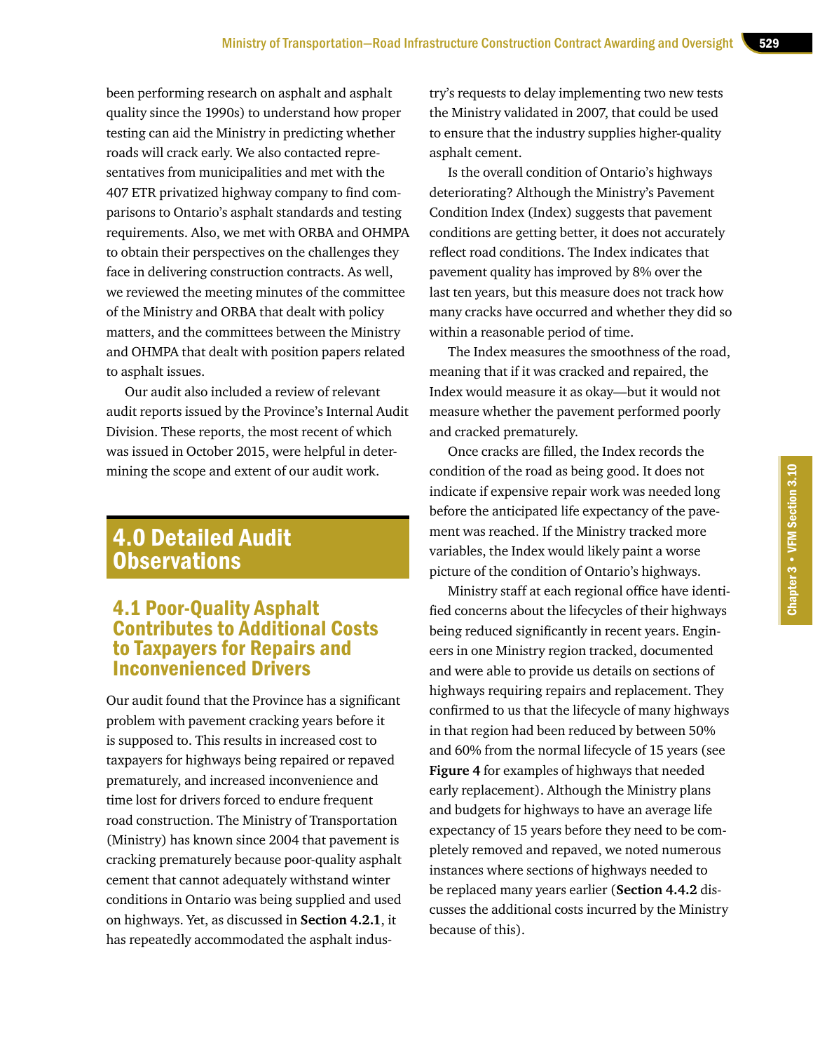been performing research on asphalt and asphalt quality since the 1990s) to understand how proper testing can aid the Ministry in predicting whether roads will crack early. We also contacted representatives from municipalities and met with the 407 ETR privatized highway company to find comparisons to Ontario's asphalt standards and testing requirements. Also, we met with ORBA and OHMPA to obtain their perspectives on the challenges they face in delivering construction contracts. As well, we reviewed the meeting minutes of the committee of the Ministry and ORBA that dealt with policy matters, and the committees between the Ministry and OHMPA that dealt with position papers related to asphalt issues.

Our audit also included a review of relevant audit reports issued by the Province's Internal Audit Division. These reports, the most recent of which was issued in October 2015, were helpful in determining the scope and extent of our audit work.

# 4.0 Detailed Audit Observations

## 4.1 Poor-Quality Asphalt Contributes to Additional Costs to Taxpayers for Repairs and Inconvenienced Drivers

Our audit found that the Province has a significant problem with pavement cracking years before it is supposed to. This results in increased cost to taxpayers for highways being repaired or repaved prematurely, and increased inconvenience and time lost for drivers forced to endure frequent road construction. The Ministry of Transportation (Ministry) has known since 2004 that pavement is cracking prematurely because poor-quality asphalt cement that cannot adequately withstand winter conditions in Ontario was being supplied and used on highways. Yet, as discussed in **Section 4.2.1**, it has repeatedly accommodated the asphalt industry's requests to delay implementing two new tests the Ministry validated in 2007, that could be used to ensure that the industry supplies higher-quality asphalt cement.

Is the overall condition of Ontario's highways deteriorating? Although the Ministry's Pavement Condition Index (Index) suggests that pavement conditions are getting better, it does not accurately reflect road conditions. The Index indicates that pavement quality has improved by 8% over the last ten years, but this measure does not track how many cracks have occurred and whether they did so within a reasonable period of time.

The Index measures the smoothness of the road, meaning that if it was cracked and repaired, the Index would measure it as okay—but it would not measure whether the pavement performed poorly and cracked prematurely.

Once cracks are filled, the Index records the condition of the road as being good. It does not indicate if expensive repair work was needed long before the anticipated life expectancy of the pavement was reached. If the Ministry tracked more variables, the Index would likely paint a worse picture of the condition of Ontario's highways.

Ministry staff at each regional office have identified concerns about the lifecycles of their highways being reduced significantly in recent years. Engineers in one Ministry region tracked, documented and were able to provide us details on sections of highways requiring repairs and replacement. They confirmed to us that the lifecycle of many highways in that region had been reduced by between 50% and 60% from the normal lifecycle of 15 years (see **Figure 4** for examples of highways that needed early replacement). Although the Ministry plans and budgets for highways to have an average life expectancy of 15 years before they need to be completely removed and repaved, we noted numerous instances where sections of highways needed to be replaced many years earlier (**Section 4.4.2** discusses the additional costs incurred by the Ministry because of this).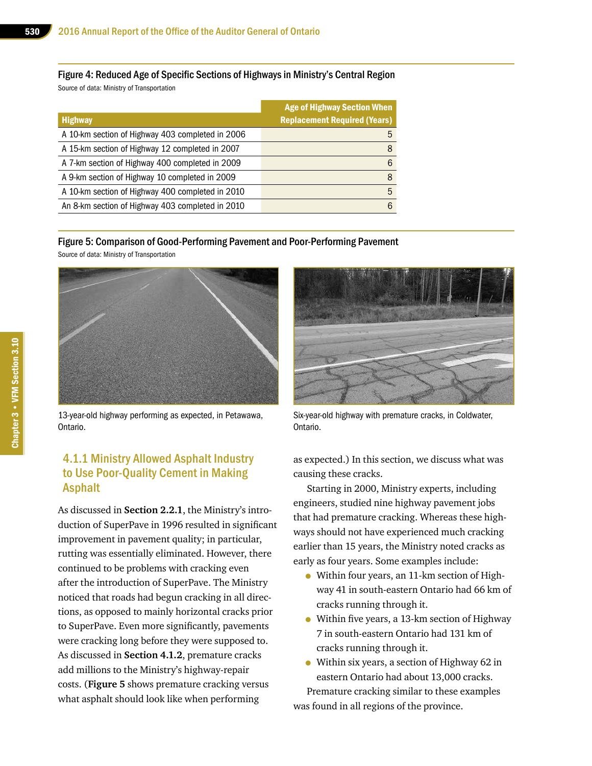Figure 4: Reduced Age of Specific Sections of Highways in Ministry's Central Region

Source of data: Ministry of Transportation

| Highway | Age of Highway Section When Replacement Required (Years) |
|---|---|
| A 10-km section of Highway 403 completed in 2006 | 5 |
| A 15-km section of Highway 12 completed in 2007 | 8 |
| A 7-km section of Highway 400 completed in 2009 | 6 |
| A 9-km section of Highway 10 completed in 2009 | 8 |
| A 10-km section of Highway 400 completed in 2010 | 5 |
| An 8-km section of Highway 403 completed in 2010 | 6 |

Figure 5: Comparison of Good-Performing Pavement and Poor-Performing Pavement

Source of data: Ministry of Transportation

13-year-old highway performing as expected, in Petawawa, Ontario.

Six-year-old highway with premature cracks, in Coldwater, Ontario.

### 4.1.1 Ministry Allowed Asphalt Industry to Use Poor-Quality Cement in Making Asphalt

As discussed in **Section 2.2.1**, the Ministry's introduction of SuperPave in 1996 resulted in significant improvement in pavement quality; in particular, rutting was essentially eliminated. However, there continued to be problems with cracking even after the introduction of SuperPave. The Ministry noticed that roads had begun cracking in all directions, as opposed to mainly horizontal cracks prior to SuperPave. Even more significantly, pavements were cracking long before they were supposed to. As discussed in **Section 4.1.2**, premature cracks add millions to the Ministry's highway-repair costs. (**Figure 5** shows premature cracking versus what asphalt should look like when performing as expected.) In this section, we discuss what was causing these cracks.

Starting in 2000, Ministry experts, including engineers, studied nine highway pavement jobs that had premature cracking. Whereas these highways should not have experienced much cracking earlier than 15 years, the Ministry noted cracks as early as four years. Some examples include:

- Within four years, an 11-km section of Highway 41 in south-eastern Ontario had 66 km of cracks running through it.
- Within five years, a 13-km section of Highway 7 in south-eastern Ontario had 131 km of cracks running through it.
- Within six years, a section of Highway 62 in eastern Ontario had about 13,000 cracks.

Premature cracking similar to these examples was found in all regions of the province.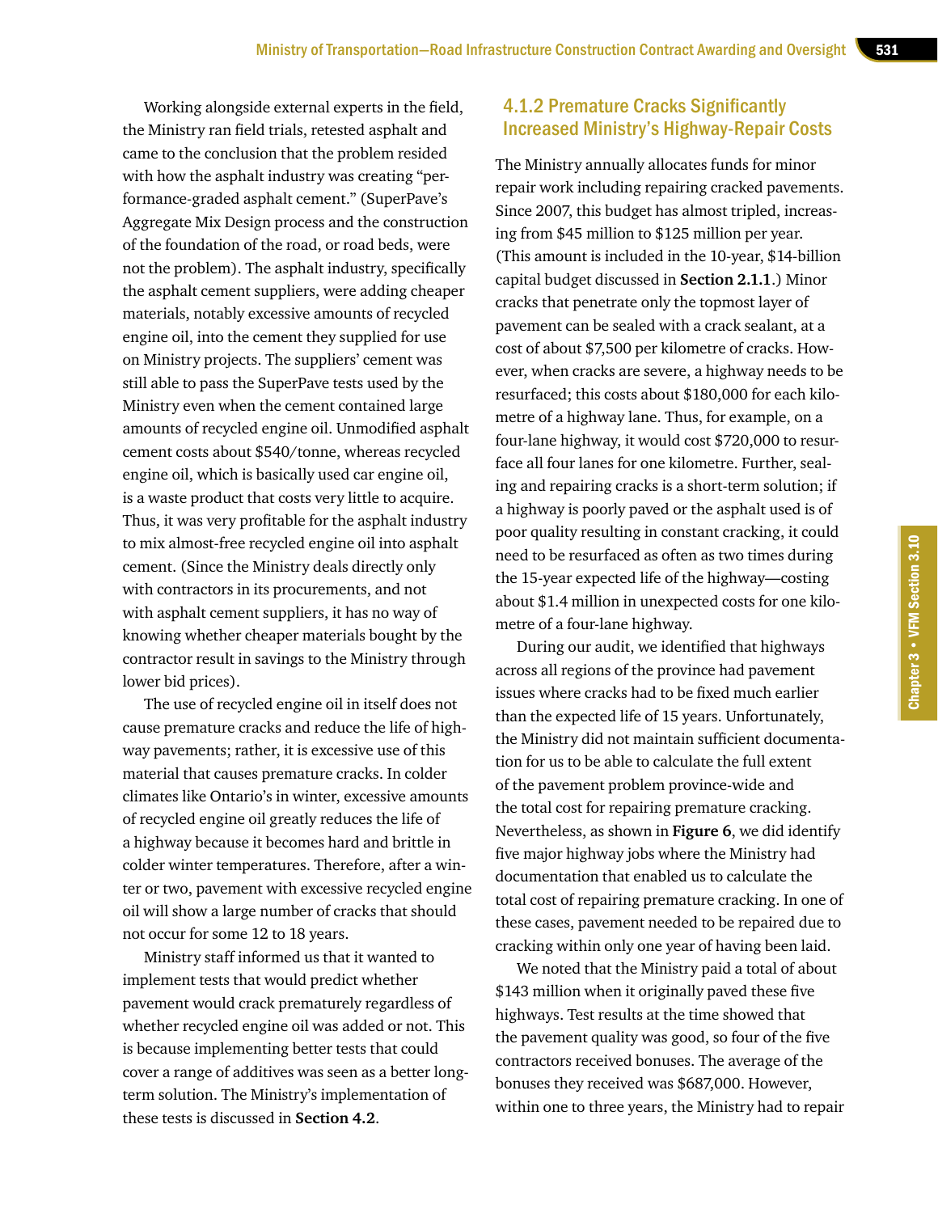Working alongside external experts in the field, the Ministry ran field trials, retested asphalt and came to the conclusion that the problem resided with how the asphalt industry was creating "performance-graded asphalt cement." (SuperPave's Aggregate Mix Design process and the construction of the foundation of the road, or road beds, were not the problem). The asphalt industry, specifically the asphalt cement suppliers, were adding cheaper materials, notably excessive amounts of recycled engine oil, into the cement they supplied for use on Ministry projects. The suppliers' cement was still able to pass the SuperPave tests used by the Ministry even when the cement contained large amounts of recycled engine oil. Unmodified asphalt cement costs about $540/tonne, whereas recycled engine oil, which is basically used car engine oil, is a waste product that costs very little to acquire. Thus, it was very profitable for the asphalt industry to mix almost-free recycled engine oil into asphalt cement. (Since the Ministry deals directly only with contractors in its procurements, and not with asphalt cement suppliers, it has no way of knowing whether cheaper materials bought by the contractor result in savings to the Ministry through lower bid prices).

The use of recycled engine oil in itself does not cause premature cracks and reduce the life of highway pavements; rather, it is excessive use of this material that causes premature cracks. In colder climates like Ontario's in winter, excessive amounts of recycled engine oil greatly reduces the life of a highway because it becomes hard and brittle in colder winter temperatures. Therefore, after a winter or two, pavement with excessive recycled engine oil will show a large number of cracks that should not occur for some 12 to 18 years.

Ministry staff informed us that it wanted to implement tests that would predict whether pavement would crack prematurely regardless of whether recycled engine oil was added or not. This is because implementing better tests that could cover a range of additives was seen as a better long-term solution. The Ministry's implementation of these tests is discussed in **Section 4.2**.

### 4.1.2 Premature Cracks Significantly Increased Ministry's Highway-Repair Costs

The Ministry annually allocates funds for minor repair work including repairing cracked pavements. Since 2007, this budget has almost tripled, increasing from $45 million to $125 million per year. (This amount is included in the 10-year, $14-billion capital budget discussed in **Section 2.1.1**.) Minor cracks that penetrate only the topmost layer of pavement can be sealed with a crack sealant, at a cost of about $7,500 per kilometre of cracks. However, when cracks are severe, a highway needs to be resurfaced; this costs about $180,000 for each kilometre of a highway lane. Thus, for example, on a four-lane highway, it would cost $720,000 to resurface all four lanes for one kilometre. Further, sealing and repairing cracks is a short-term solution; if a highway is poorly paved or the asphalt used is of poor quality resulting in constant cracking, it could need to be resurfaced as often as two times during the 15-year expected life of the highway—costing about $1.4 million in unexpected costs for one kilometre of a four-lane highway.

During our audit, we identified that highways across all regions of the province had pavement issues where cracks had to be fixed much earlier than the expected life of 15 years. Unfortunately, the Ministry did not maintain sufficient documentation for us to be able to calculate the full extent of the pavement problem province-wide and the total cost for repairing premature cracking. Nevertheless, as shown in **Figure 6**, we did identify five major highway jobs where the Ministry had documentation that enabled us to calculate the total cost of repairing premature cracking. In one of these cases, pavement needed to be repaired due to cracking within only one year of having been laid.

We noted that the Ministry paid a total of about $143 million when it originally paved these five highways. Test results at the time showed that the pavement quality was good, so four of the five contractors received bonuses. The average of the bonuses they received was $687,000. However, within one to three years, the Ministry had to repair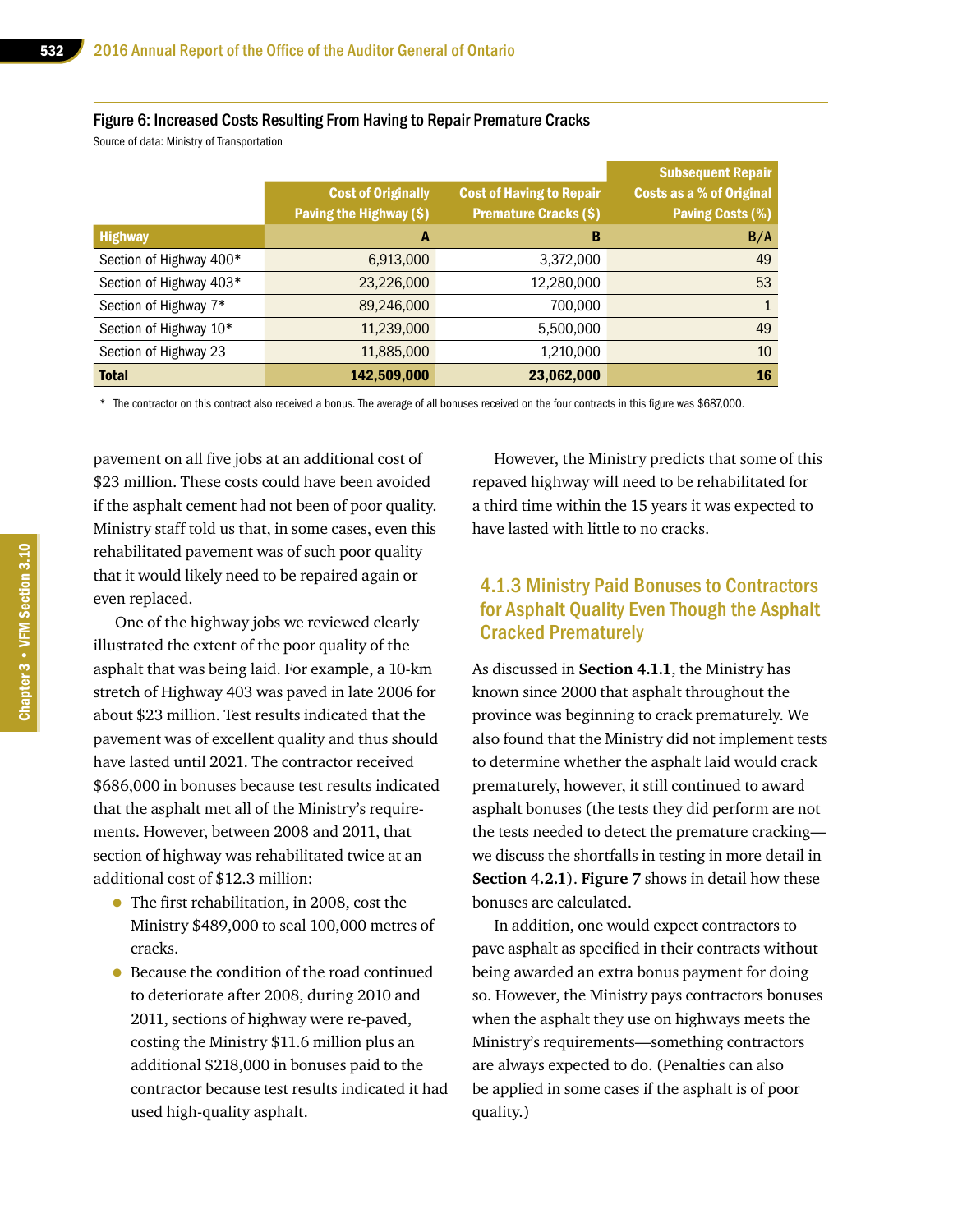#### Figure 6: Increased Costs Resulting From Having to Repair Premature Cracks

Source of data: Ministry of Transportation

| Highway | Cost of Originally Paving the Highway ($) A | Cost of Having to Repair Premature Cracks ($) B | Subsequent Repair Costs as a % of Original Paving Costs (%) B/A |
|---|---:|---:|---:|
| Section of Highway 400* | 6,913,000 | 3,372,000 | 49 |
| Section of Highway 403* | 23,226,000 | 12,280,000 | 53 |
| Section of Highway 7* | 89,246,000 | 700,000 | 1 |
| Section of Highway 10* | 11,239,000 | 5,500,000 | 49 |
| Section of Highway 23 | 11,885,000 | 1,210,000 | 10 |
| **Total** | **142,509,000** | **23,062,000** | **16** |

\* The contractor on this contract also received a bonus. The average of all bonuses received on the four contracts in this figure was $687,000.

pavement on all five jobs at an additional cost of $23 million. These costs could have been avoided if the asphalt cement had not been of poor quality. Ministry staff told us that, in some cases, even this rehabilitated pavement was of such poor quality that it would likely need to be repaired again or even replaced.

One of the highway jobs we reviewed clearly illustrated the extent of the poor quality of the asphalt that was being laid. For example, a 10-km stretch of Highway 403 was paved in late 2006 for about $23 million. Test results indicated that the pavement was of excellent quality and thus should have lasted until 2021. The contractor received $686,000 in bonuses because test results indicated that the asphalt met all of the Ministry's requirements. However, between 2008 and 2011, that section of highway was rehabilitated twice at an additional cost of $12.3 million:

- The first rehabilitation, in 2008, cost the Ministry $489,000 to seal 100,000 metres of cracks.
- Because the condition of the road continued to deteriorate after 2008, during 2010 and 2011, sections of highway were re-paved, costing the Ministry $11.6 million plus an additional $218,000 in bonuses paid to the contractor because test results indicated it had used high-quality asphalt.

However, the Ministry predicts that some of this repaved highway will need to be rehabilitated for a third time within the 15 years it was expected to have lasted with little to no cracks.

### 4.1.3 Ministry Paid Bonuses to Contractors for Asphalt Quality Even Though the Asphalt Cracked Prematurely

As discussed in **Section 4.1.1**, the Ministry has known since 2000 that asphalt throughout the province was beginning to crack prematurely. We also found that the Ministry did not implement tests to determine whether the asphalt laid would crack prematurely, however, it still continued to award asphalt bonuses (the tests they did perform are not the tests needed to detect the premature cracking—we discuss the shortfalls in testing in more detail in **Section 4.2.1**). **Figure 7** shows in detail how these bonuses are calculated.

In addition, one would expect contractors to pave asphalt as specified in their contracts without being awarded an extra bonus payment for doing so. However, the Ministry pays contractors bonuses when the asphalt they use on highways meets the Ministry's requirements—something contractors are always expected to do. (Penalties can also be applied in some cases if the asphalt is of poor quality.)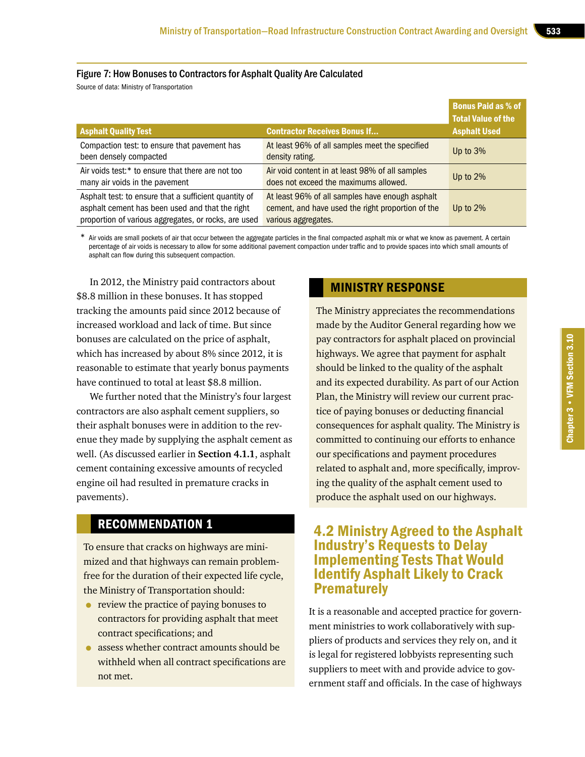#### Figure 7: How Bonuses to Contractors for Asphalt Quality Are Calculated

Source of data: Ministry of Transportation

| Asphalt Quality Test | Contractor Receives Bonus If... | Bonus Paid as % of Total Value of the Asphalt Used |
|---|---|---|
| Compaction test: to ensure that pavement has been densely compacted | At least 96% of all samples meet the specified density rating. | Up to 3% |
| Air voids test:* to ensure that there are not too many air voids in the pavement | Air void content in at least 98% of all samples does not exceed the maximums allowed. | Up to 2% |
| Asphalt test: to ensure that a sufficient quantity of asphalt cement has been used and that the right proportion of various aggregates, or rocks, are used | At least 96% of all samples have enough asphalt cement, and have used the right proportion of the various aggregates. | Up to 2% |

\* Air voids are small pockets of air that occur between the aggregate particles in the final compacted asphalt mix or what we know as pavement. A certain percentage of air voids is necessary to allow for some additional pavement compaction under traffic and to provide spaces into which small amounts of asphalt can flow during this subsequent compaction.

In 2012, the Ministry paid contractors about $8.8 million in these bonuses. It has stopped tracking the amounts paid since 2012 because of increased workload and lack of time. But since bonuses are calculated on the price of asphalt, which has increased by about 8% since 2012, it is reasonable to estimate that yearly bonus payments have continued to total at least $8.8 million.

We further noted that the Ministry's four largest contractors are also asphalt cement suppliers, so their asphalt bonuses were in addition to the revenue they made by supplying the asphalt cement as well. (As discussed earlier in **Section 4.1.1**, asphalt cement containing excessive amounts of recycled engine oil had resulted in premature cracks in pavements).

## RECOMMENDATION 1

To ensure that cracks on highways are minimized and that highways can remain problem-free for the duration of their expected life cycle, the Ministry of Transportation should:

- review the practice of paying bonuses to contractors for providing asphalt that meet contract specifications; and
- assess whether contract amounts should be withheld when all contract specifications are not met.

## MINISTRY RESPONSE

The Ministry appreciates the recommendations made by the Auditor General regarding how we pay contractors for asphalt placed on provincial highways. We agree that payment for asphalt should be linked to the quality of the asphalt and its expected durability. As part of our Action Plan, the Ministry will review our current practice of paying bonuses or deducting financial consequences for asphalt quality. The Ministry is committed to continuing our efforts to enhance our specifications and payment procedures related to asphalt and, more specifically, improving the quality of the asphalt cement used to produce the asphalt used on our highways.

## 4.2 Ministry Agreed to the Asphalt Industry's Requests to Delay Implementing Tests That Would Identify Asphalt Likely to Crack Prematurely

It is a reasonable and accepted practice for government ministries to work collaboratively with suppliers of products and services they rely on, and it is legal for registered lobbyists representing such suppliers to meet with and provide advice to government staff and officials. In the case of highways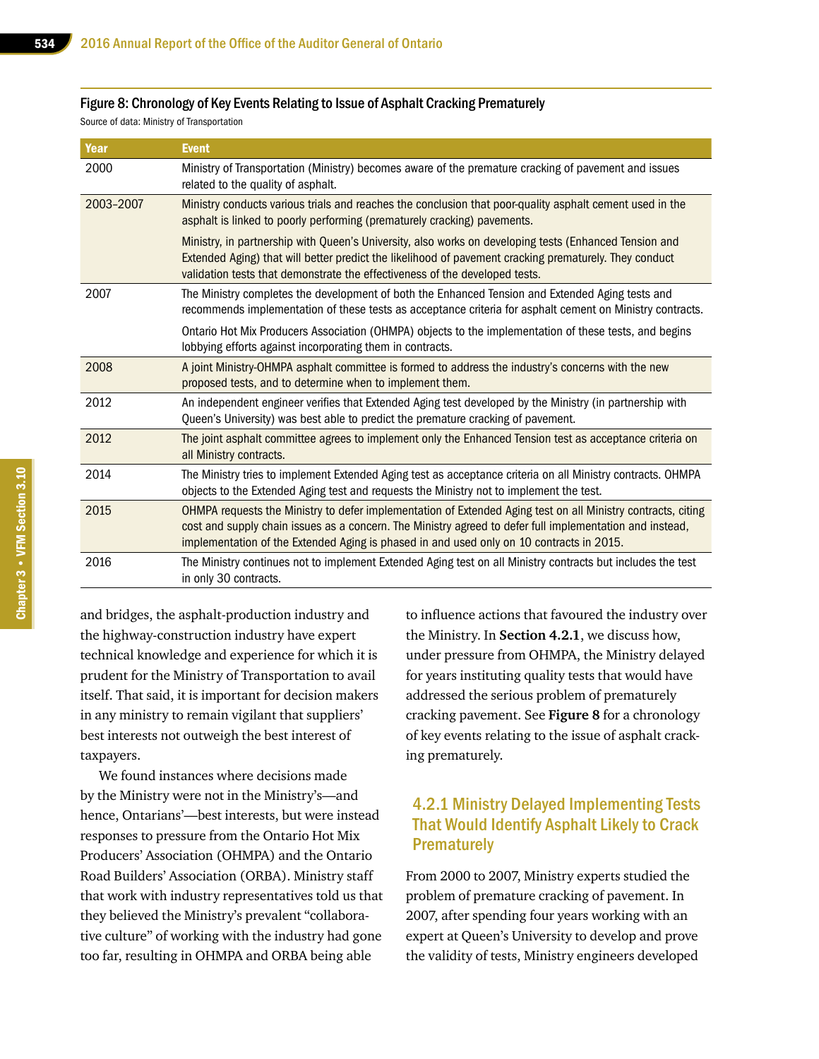Figure 8: Chronology of Key Events Relating to Issue of Asphalt Cracking Prematurely

Source of data: Ministry of Transportation

| Year | Event |
|---|---|
| 2000 | Ministry of Transportation (Ministry) becomes aware of the premature cracking of pavement and issues related to the quality of asphalt. |
| 2003–2007 | Ministry conducts various trials and reaches the conclusion that poor-quality asphalt cement used in the asphalt is linked to poorly performing (prematurely cracking) pavements. Ministry, in partnership with Queen's University, also works on developing tests (Enhanced Tension and Extended Aging) that will better predict the likelihood of pavement cracking prematurely. They conduct validation tests that demonstrate the effectiveness of the developed tests. |
| 2007 | The Ministry completes the development of both the Enhanced Tension and Extended Aging tests and recommends implementation of these tests as acceptance criteria for asphalt cement on Ministry contracts. Ontario Hot Mix Producers Association (OHMPA) objects to the implementation of these tests, and begins lobbying efforts against incorporating them in contracts. |
| 2008 | A joint Ministry-OHMPA asphalt committee is formed to address the industry's concerns with the new proposed tests, and to determine when to implement them. |
| 2012 | An independent engineer verifies that Extended Aging test developed by the Ministry (in partnership with Queen's University) was best able to predict the premature cracking of pavement. |
| 2012 | The joint asphalt committee agrees to implement only the Enhanced Tension test as acceptance criteria on all Ministry contracts. |
| 2014 | The Ministry tries to implement Extended Aging test as acceptance criteria on all Ministry contracts. OHMPA objects to the Extended Aging test and requests the Ministry not to implement the test. |
| 2015 | OHMPA requests the Ministry to defer implementation of Extended Aging test on all Ministry contracts, citing cost and supply chain issues as a concern. The Ministry agreed to defer full implementation and instead, implementation of the Extended Aging is phased in and used only on 10 contracts in 2015. |
| 2016 | The Ministry continues not to implement Extended Aging test on all Ministry contracts but includes the test in only 30 contracts. |

and bridges, the asphalt-production industry and the highway-construction industry have expert technical knowledge and experience for which it is prudent for the Ministry of Transportation to avail itself. That said, it is important for decision makers in any ministry to remain vigilant that suppliers' best interests not outweigh the best interest of taxpayers.

We found instances where decisions made by the Ministry were not in the Ministry's—and hence, Ontarians'—best interests, but were instead responses to pressure from the Ontario Hot Mix Producers' Association (OHMPA) and the Ontario Road Builders' Association (ORBA). Ministry staff that work with industry representatives told us that they believed the Ministry's prevalent "collaborative culture" of working with the industry had gone too far, resulting in OHMPA and ORBA being able to influence actions that favoured the industry over the Ministry. In **Section 4.2.1**, we discuss how, under pressure from OHMPA, the Ministry delayed for years instituting quality tests that would have addressed the serious problem of prematurely cracking pavement. See **Figure 8** for a chronology of key events relating to the issue of asphalt cracking prematurely.

### 4.2.1 Ministry Delayed Implementing Tests That Would Identify Asphalt Likely to Crack Prematurely

From 2000 to 2007, Ministry experts studied the problem of premature cracking of pavement. In 2007, after spending four years working with an expert at Queen's University to develop and prove the validity of tests, Ministry engineers developed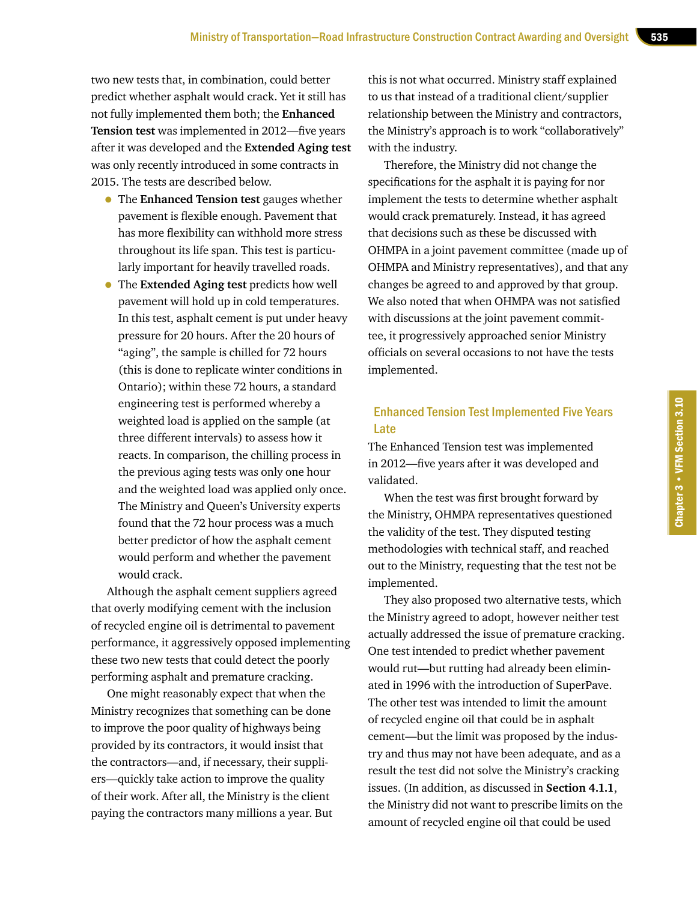two new tests that, in combination, could better predict whether asphalt would crack. Yet it still has not fully implemented them both; the **Enhanced Tension test** was implemented in 2012—five years after it was developed and the **Extended Aging test** was only recently introduced in some contracts in 2015. The tests are described below.

- The **Enhanced Tension test** gauges whether pavement is flexible enough. Pavement that has more flexibility can withhold more stress throughout its life span. This test is particularly important for heavily travelled roads.
- The **Extended Aging test** predicts how well pavement will hold up in cold temperatures. In this test, asphalt cement is put under heavy pressure for 20 hours. After the 20 hours of "aging", the sample is chilled for 72 hours (this is done to replicate winter conditions in Ontario); within these 72 hours, a standard engineering test is performed whereby a weighted load is applied on the sample (at three different intervals) to assess how it reacts. In comparison, the chilling process in the previous aging tests was only one hour and the weighted load was applied only once. The Ministry and Queen's University experts found that the 72 hour process was a much better predictor of how the asphalt cement would perform and whether the pavement would crack.

Although the asphalt cement suppliers agreed that overly modifying cement with the inclusion of recycled engine oil is detrimental to pavement performance, it aggressively opposed implementing these two new tests that could detect the poorly performing asphalt and premature cracking.

One might reasonably expect that when the Ministry recognizes that something can be done to improve the poor quality of highways being provided by its contractors, it would insist that the contractors—and, if necessary, their suppliers—quickly take action to improve the quality of their work. After all, the Ministry is the client paying the contractors many millions a year. But this is not what occurred. Ministry staff explained to us that instead of a traditional client/supplier relationship between the Ministry and contractors, the Ministry's approach is to work "collaboratively" with the industry.

Therefore, the Ministry did not change the specifications for the asphalt it is paying for nor implement the tests to determine whether asphalt would crack prematurely. Instead, it has agreed that decisions such as these be discussed with OHMPA in a joint pavement committee (made up of OHMPA and Ministry representatives), and that any changes be agreed to and approved by that group. We also noted that when OHMPA was not satisfied with discussions at the joint pavement committee, it progressively approached senior Ministry officials on several occasions to not have the tests implemented.

### Enhanced Tension Test Implemented Five Years Late

The Enhanced Tension test was implemented in 2012—five years after it was developed and validated.

When the test was first brought forward by the Ministry, OHMPA representatives questioned the validity of the test. They disputed testing methodologies with technical staff, and reached out to the Ministry, requesting that the test not be implemented.

They also proposed two alternative tests, which the Ministry agreed to adopt, however neither test actually addressed the issue of premature cracking. One test intended to predict whether pavement would rut—but rutting had already been eliminated in 1996 with the introduction of SuperPave. The other test was intended to limit the amount of recycled engine oil that could be in asphalt cement—but the limit was proposed by the industry and thus may not have been adequate, and as a result the test did not solve the Ministry's cracking issues. (In addition, as discussed in **Section 4.1.1**, the Ministry did not want to prescribe limits on the amount of recycled engine oil that could be used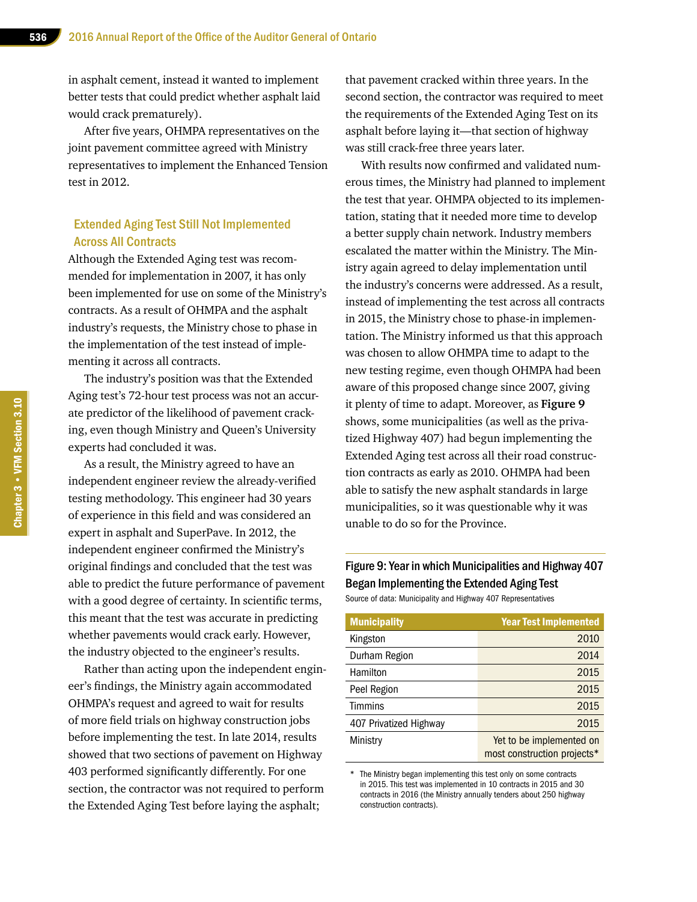in asphalt cement, instead it wanted to implement better tests that could predict whether asphalt laid would crack prematurely).

After five years, OHMPA representatives on the joint pavement committee agreed with Ministry representatives to implement the Enhanced Tension test in 2012.

### Extended Aging Test Still Not Implemented Across All Contracts

Although the Extended Aging test was recommended for implementation in 2007, it has only been implemented for use on some of the Ministry's contracts. As a result of OHMPA and the asphalt industry's requests, the Ministry chose to phase in the implementation of the test instead of implementing it across all contracts.

The industry's position was that the Extended Aging test's 72-hour test process was not an accurate predictor of the likelihood of pavement cracking, even though Ministry and Queen's University experts had concluded it was.

As a result, the Ministry agreed to have an independent engineer review the already-verified testing methodology. This engineer had 30 years of experience in this field and was considered an expert in asphalt and SuperPave. In 2012, the independent engineer confirmed the Ministry's original findings and concluded that the test was able to predict the future performance of pavement with a good degree of certainty. In scientific terms, this meant that the test was accurate in predicting whether pavements would crack early. However, the industry objected to the engineer's results.

Rather than acting upon the independent engineer's findings, the Ministry again accommodated OHMPA's request and agreed to wait for results of more field trials on highway construction jobs before implementing the test. In late 2014, results showed that two sections of pavement on Highway 403 performed significantly differently. For one section, the contractor was not required to perform the Extended Aging Test before laying the asphalt; that pavement cracked within three years. In the second section, the contractor was required to meet the requirements of the Extended Aging Test on its asphalt before laying it—that section of highway was still crack-free three years later.

With results now confirmed and validated numerous times, the Ministry had planned to implement the test that year. OHMPA objected to its implementation, stating that it needed more time to develop a better supply chain network. Industry members escalated the matter within the Ministry. The Ministry again agreed to delay implementation until the industry's concerns were addressed. As a result, instead of implementing the test across all contracts in 2015, the Ministry chose to phase-in implementation. The Ministry informed us that this approach was chosen to allow OHMPA time to adapt to the new testing regime, even though OHMPA had been aware of this proposed change since 2007, giving it plenty of time to adapt. Moreover, as **Figure 9** shows, some municipalities (as well as the privatized Highway 407) had begun implementing the Extended Aging test across all their road construction contracts as early as 2010. OHMPA had been able to satisfy the new asphalt standards in large municipalities, so it was questionable why it was unable to do so for the Province.

**Figure 9: Year in which Municipalities and Highway 407 Began Implementing the Extended Aging Test**

Source of data: Municipality and Highway 407 Representatives

| Municipality | Year Test Implemented |
|---|---|
| Kingston | 2010 |
| Durham Region | 2014 |
| Hamilton | 2015 |
| Peel Region | 2015 |
| Timmins | 2015 |
| 407 Privatized Highway | 2015 |
| Ministry | Yet to be implemented on most construction projects* |

* The Ministry began implementing this test only on some contracts in 2015. This test was implemented in 10 contracts in 2015 and 30 contracts in 2016 (the Ministry annually tenders about 250 highway construction contracts).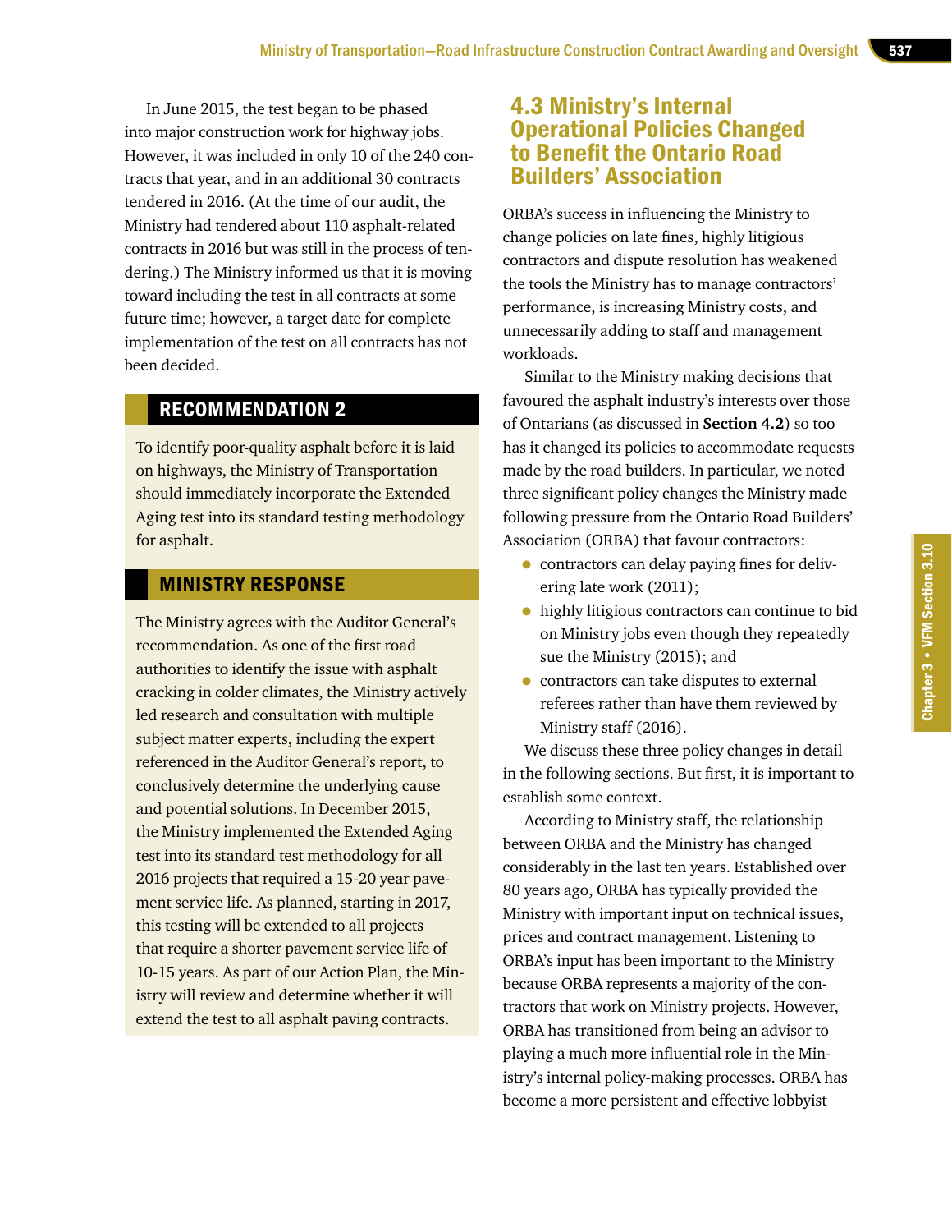In June 2015, the test began to be phased into major construction work for highway jobs. However, it was included in only 10 of the 240 contracts that year, and in an additional 30 contracts tendered in 2016. (At the time of our audit, the Ministry had tendered about 110 asphalt-related contracts in 2016 but was still in the process of tendering.) The Ministry informed us that it is moving toward including the test in all contracts at some future time; however, a target date for complete implementation of the test on all contracts has not been decided.

## RECOMMENDATION 2

To identify poor-quality asphalt before it is laid on highways, the Ministry of Transportation should immediately incorporate the Extended Aging test into its standard testing methodology for asphalt.

## MINISTRY RESPONSE

The Ministry agrees with the Auditor General's recommendation. As one of the first road authorities to identify the issue with asphalt cracking in colder climates, the Ministry actively led research and consultation with multiple subject matter experts, including the expert referenced in the Auditor General's report, to conclusively determine the underlying cause and potential solutions. In December 2015, the Ministry implemented the Extended Aging test into its standard test methodology for all 2016 projects that required a 15-20 year pavement service life. As planned, starting in 2017, this testing will be extended to all projects that require a shorter pavement service life of 10-15 years. As part of our Action Plan, the Ministry will review and determine whether it will extend the test to all asphalt paving contracts.

## 4.3 Ministry's Internal Operational Policies Changed to Benefit the Ontario Road Builders' Association

ORBA's success in influencing the Ministry to change policies on late fines, highly litigious contractors and dispute resolution has weakened the tools the Ministry has to manage contractors' performance, is increasing Ministry costs, and unnecessarily adding to staff and management workloads.

Similar to the Ministry making decisions that favoured the asphalt industry's interests over those of Ontarians (as discussed in **Section 4.2**) so too has it changed its policies to accommodate requests made by the road builders. In particular, we noted three significant policy changes the Ministry made following pressure from the Ontario Road Builders' Association (ORBA) that favour contractors:

- contractors can delay paying fines for delivering late work (2011);
- highly litigious contractors can continue to bid on Ministry jobs even though they repeatedly sue the Ministry (2015); and
- contractors can take disputes to external referees rather than have them reviewed by Ministry staff (2016).

We discuss these three policy changes in detail in the following sections. But first, it is important to establish some context.

According to Ministry staff, the relationship between ORBA and the Ministry has changed considerably in the last ten years. Established over 80 years ago, ORBA has typically provided the Ministry with important input on technical issues, prices and contract management. Listening to ORBA's input has been important to the Ministry because ORBA represents a majority of the contractors that work on Ministry projects. However, ORBA has transitioned from being an advisor to playing a much more influential role in the Ministry's internal policy-making processes. ORBA has become a more persistent and effective lobbyist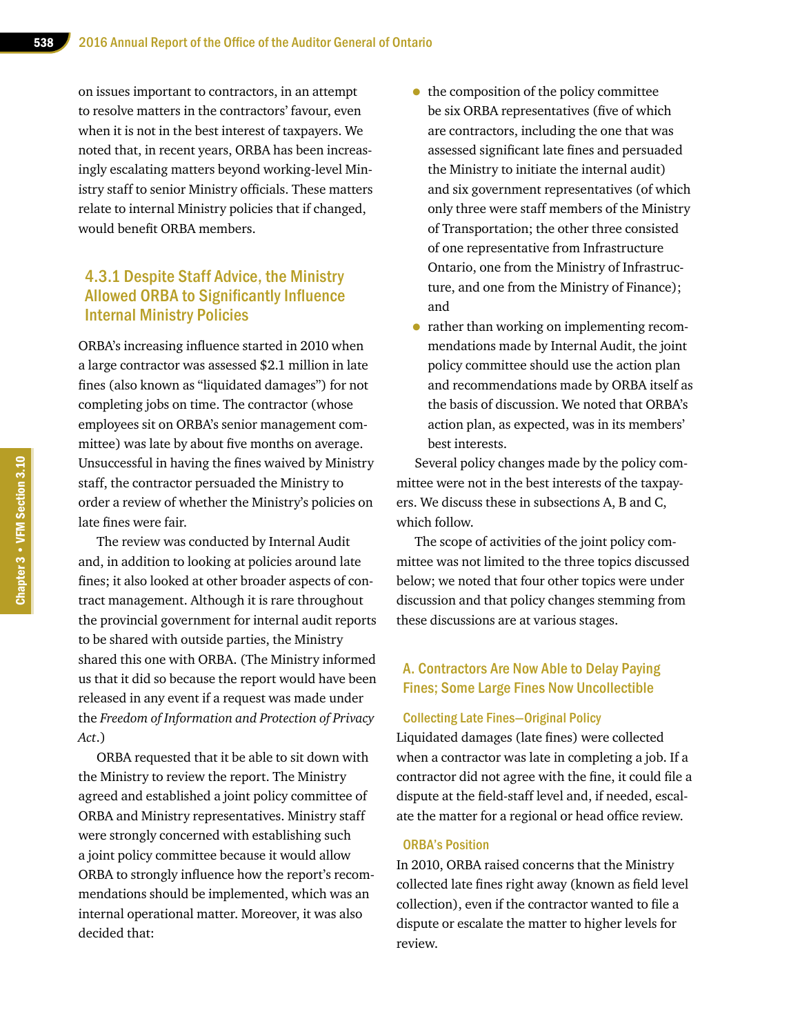on issues important to contractors, in an attempt to resolve matters in the contractors' favour, even when it is not in the best interest of taxpayers. We noted that, in recent years, ORBA has been increasingly escalating matters beyond working-level Ministry staff to senior Ministry officials. These matters relate to internal Ministry policies that if changed, would benefit ORBA members.

### 4.3.1 Despite Staff Advice, the Ministry Allowed ORBA to Significantly Influence Internal Ministry Policies

ORBA's increasing influence started in 2010 when a large contractor was assessed $2.1 million in late fines (also known as "liquidated damages") for not completing jobs on time. The contractor (whose employees sit on ORBA's senior management committee) was late by about five months on average. Unsuccessful in having the fines waived by Ministry staff, the contractor persuaded the Ministry to order a review of whether the Ministry's policies on late fines were fair.

The review was conducted by Internal Audit and, in addition to looking at policies around late fines; it also looked at other broader aspects of contract management. Although it is rare throughout the provincial government for internal audit reports to be shared with outside parties, the Ministry shared this one with ORBA. (The Ministry informed us that it did so because the report would have been released in any event if a request was made under the *Freedom of Information and Protection of Privacy Act*.)

ORBA requested that it be able to sit down with the Ministry to review the report. The Ministry agreed and established a joint policy committee of ORBA and Ministry representatives. Ministry staff were strongly concerned with establishing such a joint policy committee because it would allow ORBA to strongly influence how the report's recommendations should be implemented, which was an internal operational matter. Moreover, it was also decided that:

- the composition of the policy committee be six ORBA representatives (five of which are contractors, including the one that was assessed significant late fines and persuaded the Ministry to initiate the internal audit) and six government representatives (of which only three were staff members of the Ministry of Transportation; the other three consisted of one representative from Infrastructure Ontario, one from the Ministry of Infrastructure, and one from the Ministry of Finance); and
- rather than working on implementing recommendations made by Internal Audit, the joint policy committee should use the action plan and recommendations made by ORBA itself as the basis of discussion. We noted that ORBA's action plan, as expected, was in its members' best interests.

Several policy changes made by the policy committee were not in the best interests of the taxpayers. We discuss these in subsections A, B and C, which follow.

The scope of activities of the joint policy committee was not limited to the three topics discussed below; we noted that four other topics were under discussion and that policy changes stemming from these discussions are at various stages.

#### A. Contractors Are Now Able to Delay Paying Fines; Some Large Fines Now Uncollectible

##### Collecting Late Fines—Original Policy

Liquidated damages (late fines) were collected when a contractor was late in completing a job. If a contractor did not agree with the fine, it could file a dispute at the field-staff level and, if needed, escalate the matter for a regional or head office review.

##### ORBA's Position

In 2010, ORBA raised concerns that the Ministry collected late fines right away (known as field level collection), even if the contractor wanted to file a dispute or escalate the matter to higher levels for review.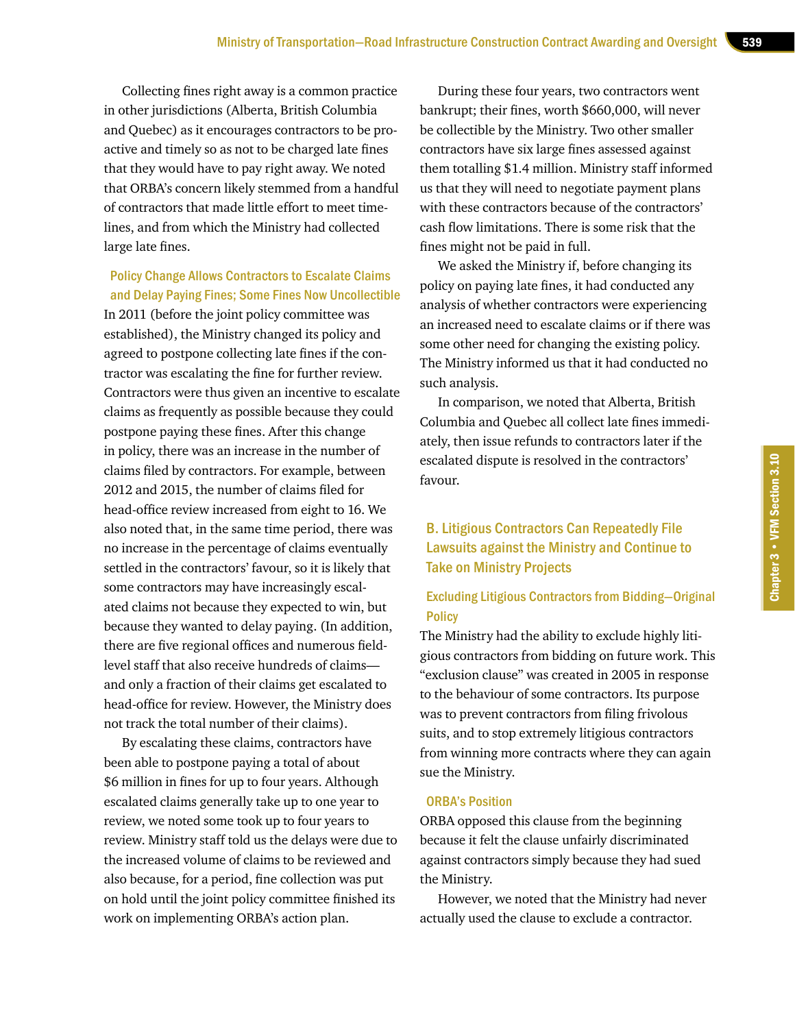Collecting fines right away is a common practice in other jurisdictions (Alberta, British Columbia and Quebec) as it encourages contractors to be proactive and timely so as not to be charged late fines that they would have to pay right away. We noted that ORBA's concern likely stemmed from a handful of contractors that made little effort to meet timelines, and from which the Ministry had collected large late fines.

#### Policy Change Allows Contractors to Escalate Claims and Delay Paying Fines; Some Fines Now Uncollectible

In 2011 (before the joint policy committee was established), the Ministry changed its policy and agreed to postpone collecting late fines if the contractor was escalating the fine for further review. Contractors were thus given an incentive to escalate claims as frequently as possible because they could postpone paying these fines. After this change in policy, there was an increase in the number of claims filed by contractors. For example, between 2012 and 2015, the number of claims filed for head-office review increased from eight to 16. We also noted that, in the same time period, there was no increase in the percentage of claims eventually settled in the contractors' favour, so it is likely that some contractors may have increasingly escalated claims not because they expected to win, but because they wanted to delay paying. (In addition, there are five regional offices and numerous field-level staff that also receive hundreds of claims—and only a fraction of their claims get escalated to head-office for review. However, the Ministry does not track the total number of their claims).

By escalating these claims, contractors have been able to postpone paying a total of about $6 million in fines for up to four years. Although escalated claims generally take up to one year to review, we noted some took up to four years to review. Ministry staff told us the delays were due to the increased volume of claims to be reviewed and also because, for a period, fine collection was put on hold until the joint policy committee finished its work on implementing ORBA's action plan.

During these four years, two contractors went bankrupt; their fines, worth $660,000, will never be collectible by the Ministry. Two other smaller contractors have six large fines assessed against them totalling $1.4 million. Ministry staff informed us that they will need to negotiate payment plans with these contractors because of the contractors' cash flow limitations. There is some risk that the fines might not be paid in full.

We asked the Ministry if, before changing its policy on paying late fines, it had conducted any analysis of whether contractors were experiencing an increased need to escalate claims or if there was some other need for changing the existing policy. The Ministry informed us that it had conducted no such analysis.

In comparison, we noted that Alberta, British Columbia and Quebec all collect late fines immediately, then issue refunds to contractors later if the escalated dispute is resolved in the contractors' favour.

### B. Litigious Contractors Can Repeatedly File Lawsuits against the Ministry and Continue to Take on Ministry Projects

#### Excluding Litigious Contractors from Bidding—Original Policy

The Ministry had the ability to exclude highly litigious contractors from bidding on future work. This "exclusion clause" was created in 2005 in response to the behaviour of some contractors. Its purpose was to prevent contractors from filing frivolous suits, and to stop extremely litigious contractors from winning more contracts where they can again sue the Ministry.

#### ORBA's Position

ORBA opposed this clause from the beginning because it felt the clause unfairly discriminated against contractors simply because they had sued the Ministry.

However, we noted that the Ministry had never actually used the clause to exclude a contractor.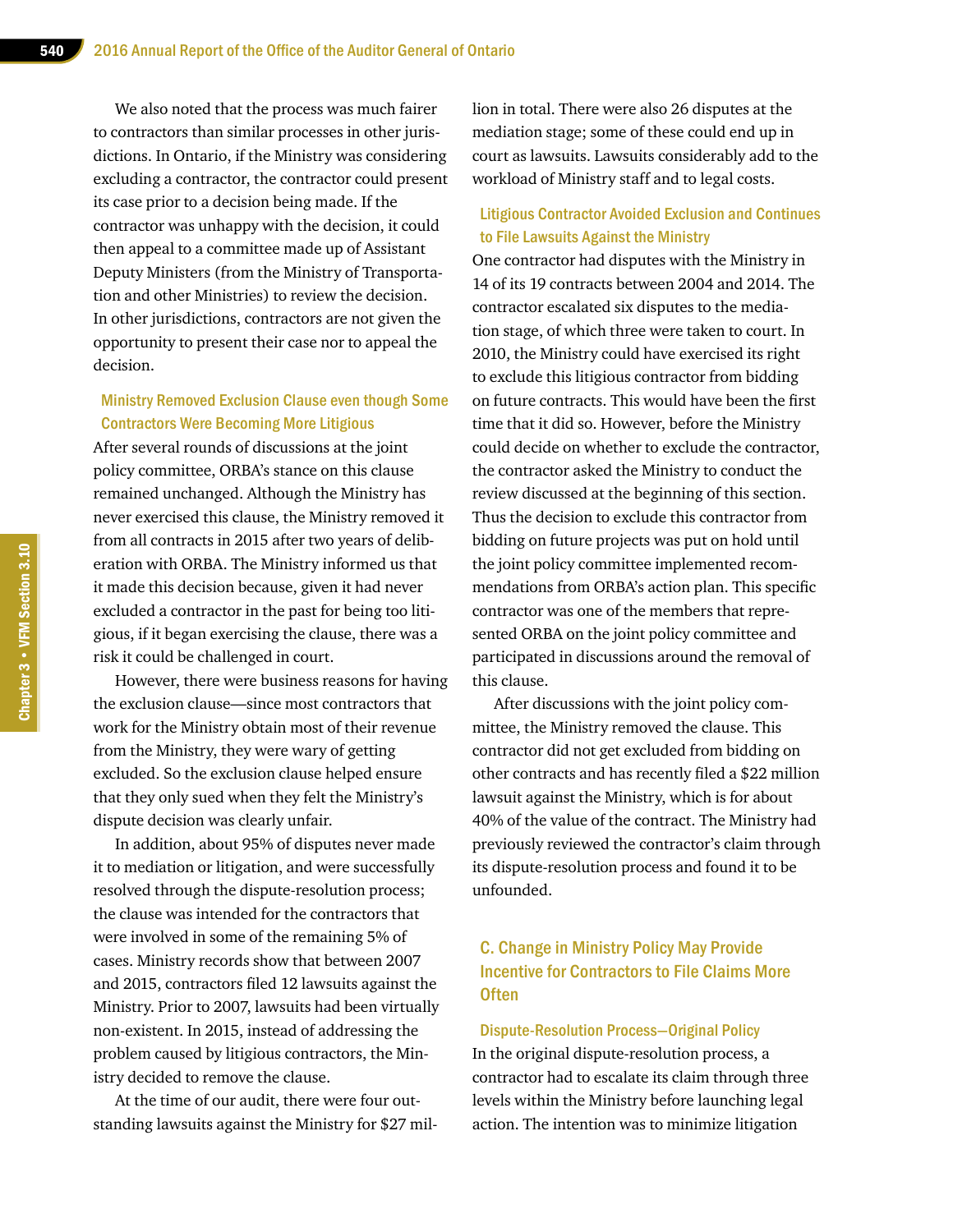We also noted that the process was much fairer to contractors than similar processes in other jurisdictions. In Ontario, if the Ministry was considering excluding a contractor, the contractor could present its case prior to a decision being made. If the contractor was unhappy with the decision, it could then appeal to a committee made up of Assistant Deputy Ministers (from the Ministry of Transportation and other Ministries) to review the decision. In other jurisdictions, contractors are not given the opportunity to present their case nor to appeal the decision.

#### Ministry Removed Exclusion Clause even though Some Contractors Were Becoming More Litigious

After several rounds of discussions at the joint policy committee, ORBA's stance on this clause remained unchanged. Although the Ministry has never exercised this clause, the Ministry removed it from all contracts in 2015 after two years of deliberation with ORBA. The Ministry informed us that it made this decision because, given it had never excluded a contractor in the past for being too litigious, if it began exercising the clause, there was a risk it could be challenged in court.

However, there were business reasons for having the exclusion clause—since most contractors that work for the Ministry obtain most of their revenue from the Ministry, they were wary of getting excluded. So the exclusion clause helped ensure that they only sued when they felt the Ministry's dispute decision was clearly unfair.

In addition, about 95% of disputes never made it to mediation or litigation, and were successfully resolved through the dispute-resolution process; the clause was intended for the contractors that were involved in some of the remaining 5% of cases. Ministry records show that between 2007 and 2015, contractors filed 12 lawsuits against the Ministry. Prior to 2007, lawsuits had been virtually non-existent. In 2015, instead of addressing the problem caused by litigious contractors, the Ministry decided to remove the clause.

At the time of our audit, there were four outstanding lawsuits against the Ministry for $27 million in total. There were also 26 disputes at the mediation stage; some of these could end up in court as lawsuits. Lawsuits considerably add to the workload of Ministry staff and to legal costs.

#### Litigious Contractor Avoided Exclusion and Continues to File Lawsuits Against the Ministry

One contractor had disputes with the Ministry in 14 of its 19 contracts between 2004 and 2014. The contractor escalated six disputes to the mediation stage, of which three were taken to court. In 2010, the Ministry could have exercised its right to exclude this litigious contractor from bidding on future contracts. This would have been the first time that it did so. However, before the Ministry could decide on whether to exclude the contractor, the contractor asked the Ministry to conduct the review discussed at the beginning of this section. Thus the decision to exclude this contractor from bidding on future projects was put on hold until the joint policy committee implemented recommendations from ORBA's action plan. This specific contractor was one of the members that represented ORBA on the joint policy committee and participated in discussions around the removal of this clause.

After discussions with the joint policy committee, the Ministry removed the clause. This contractor did not get excluded from bidding on other contracts and has recently filed a $22 million lawsuit against the Ministry, which is for about 40% of the value of the contract. The Ministry had previously reviewed the contractor's claim through its dispute-resolution process and found it to be unfounded.

### C. Change in Ministry Policy May Provide Incentive for Contractors to File Claims More Often

#### Dispute-Resolution Process—Original Policy

In the original dispute-resolution process, a contractor had to escalate its claim through three levels within the Ministry before launching legal action. The intention was to minimize litigation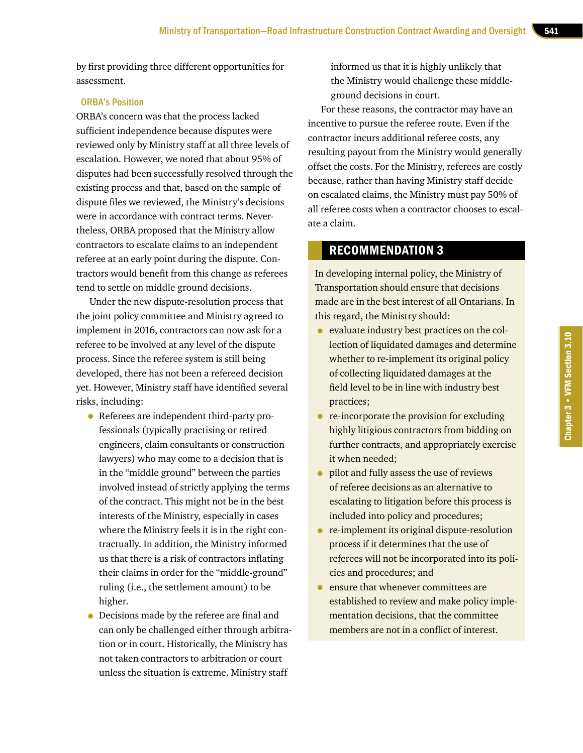by first providing three different opportunities for assessment.

### ORBA's Position

ORBA's concern was that the process lacked sufficient independence because disputes were reviewed only by Ministry staff at all three levels of escalation. However, we noted that about 95% of disputes had been successfully resolved through the existing process and that, based on the sample of dispute files we reviewed, the Ministry's decisions were in accordance with contract terms. Nevertheless, ORBA proposed that the Ministry allow contractors to escalate claims to an independent referee at an early point during the dispute. Contractors would benefit from this change as referees tend to settle on middle ground decisions.

Under the new dispute-resolution process that the joint policy committee and Ministry agreed to implement in 2016, contractors can now ask for a referee to be involved at any level of the dispute process. Since the referee system is still being developed, there has not been a refereed decision yet. However, Ministry staff have identified several risks, including:

- Referees are independent third-party professionals (typically practising or retired engineers, claim consultants or construction lawyers) who may come to a decision that is in the "middle ground" between the parties involved instead of strictly applying the terms of the contract. This might not be in the best interests of the Ministry, especially in cases where the Ministry feels it is in the right contractually. In addition, the Ministry informed us that there is a risk of contractors inflating their claims in order for the "middle-ground" ruling (i.e., the settlement amount) to be higher.
- Decisions made by the referee are final and can only be challenged either through arbitration or in court. Historically, the Ministry has not taken contractors to arbitration or court unless the situation is extreme. Ministry staff informed us that it is highly unlikely that the Ministry would challenge these middle-ground decisions in court.

For these reasons, the contractor may have an incentive to pursue the referee route. Even if the contractor incurs additional referee costs, any resulting payout from the Ministry would generally offset the costs. For the Ministry, referees are costly because, rather than having Ministry staff decide on escalated claims, the Ministry must pay 50% of all referee costs when a contractor chooses to escalate a claim.

## RECOMMENDATION 3

In developing internal policy, the Ministry of Transportation should ensure that decisions made are in the best interest of all Ontarians. In this regard, the Ministry should:

- evaluate industry best practices on the collection of liquidated damages and determine whether to re-implement its original policy of collecting liquidated damages at the field level to be in line with industry best practices;
- re-incorporate the provision for excluding highly litigious contractors from bidding on further contracts, and appropriately exercise it when needed;
- pilot and fully assess the use of reviews of referee decisions as an alternative to escalating to litigation before this process is included into policy and procedures;
- re-implement its original dispute-resolution process if it determines that the use of referees will not be incorporated into its policies and procedures; and
- ensure that whenever committees are established to review and make policy implementation decisions, that the committee members are not in a conflict of interest.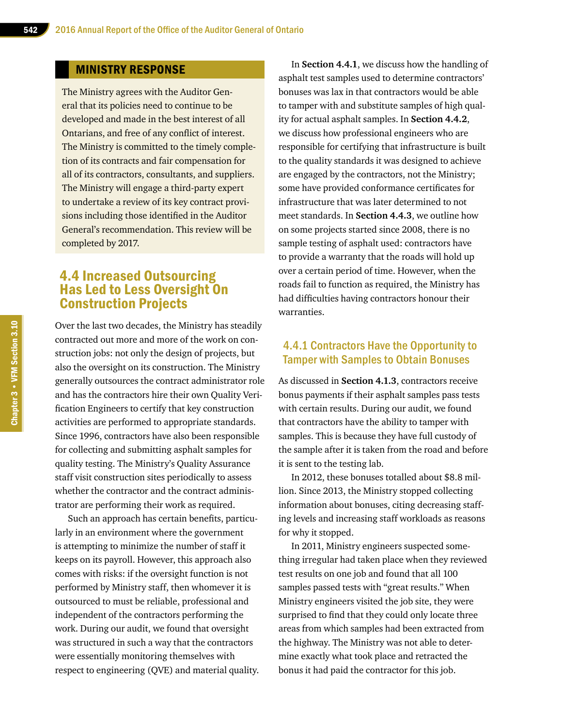## Ministry Response

The Ministry agrees with the Auditor General that its policies need to continue to be developed and made in the best interest of all Ontarians, and free of any conflict of interest. The Ministry is committed to the timely completion of its contracts and fair compensation for all of its contractors, consultants, and suppliers. The Ministry will engage a third-party expert to undertake a review of its key contract provisions including those identified in the Auditor General's recommendation. This review will be completed by 2017.

## 4.4 Increased Outsourcing Has Led to Less Oversight On Construction Projects

Over the last two decades, the Ministry has steadily contracted out more and more of the work on construction jobs: not only the design of projects, but also the oversight on its construction. The Ministry generally outsources the contract administrator role and has the contractors hire their own Quality Verification Engineers to certify that key construction activities are performed to appropriate standards. Since 1996, contractors have also been responsible for collecting and submitting asphalt samples for quality testing. The Ministry's Quality Assurance staff visit construction sites periodically to assess whether the contractor and the contract administrator are performing their work as required.

Such an approach has certain benefits, particularly in an environment where the government is attempting to minimize the number of staff it keeps on its payroll. However, this approach also comes with risks: if the oversight function is not performed by Ministry staff, then whomever it is outsourced to must be reliable, professional and independent of the contractors performing the work. During our audit, we found that oversight was structured in such a way that the contractors were essentially monitoring themselves with respect to engineering (QVE) and material quality.

In **Section 4.4.1**, we discuss how the handling of asphalt test samples used to determine contractors' bonuses was lax in that contractors would be able to tamper with and substitute samples of high quality for actual asphalt samples. In **Section 4.4.2**, we discuss how professional engineers who are responsible for certifying that infrastructure is built to the quality standards it was designed to achieve are engaged by the contractors, not the Ministry; some have provided conformance certificates for infrastructure that was later determined to not meet standards. In **Section 4.4.3**, we outline how on some projects started since 2008, there is no sample testing of asphalt used: contractors have to provide a warranty that the roads will hold up over a certain period of time. However, when the roads fail to function as required, the Ministry has had difficulties having contractors honour their warranties.

### 4.4.1 Contractors Have the Opportunity to Tamper with Samples to Obtain Bonuses

As discussed in **Section 4.1.3**, contractors receive bonus payments if their asphalt samples pass tests with certain results. During our audit, we found that contractors have the ability to tamper with samples. This is because they have full custody of the sample after it is taken from the road and before it is sent to the testing lab.

In 2012, these bonuses totalled about $8.8 million. Since 2013, the Ministry stopped collecting information about bonuses, citing decreasing staffing levels and increasing staff workloads as reasons for why it stopped.

In 2011, Ministry engineers suspected something irregular had taken place when they reviewed test results on one job and found that all 100 samples passed tests with "great results." When Ministry engineers visited the job site, they were surprised to find that they could only locate three areas from which samples had been extracted from the highway. The Ministry was not able to determine exactly what took place and retracted the bonus it had paid the contractor for this job.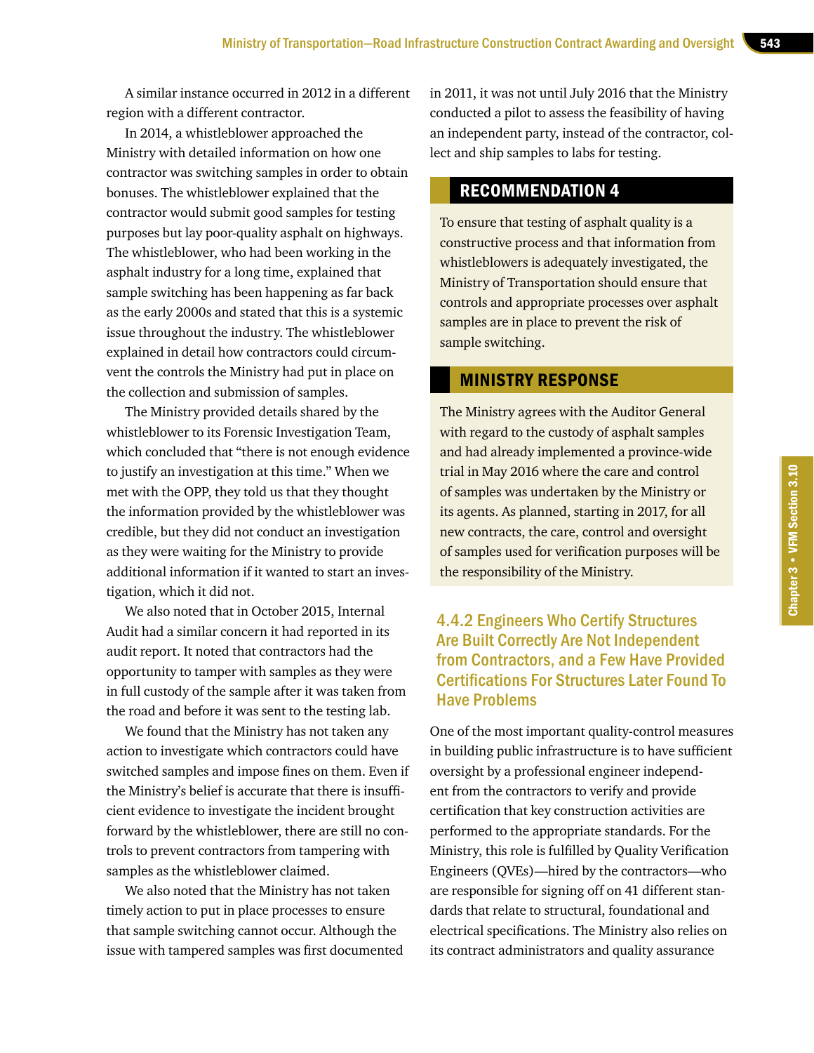A similar instance occurred in 2012 in a different region with a different contractor.

In 2014, a whistleblower approached the Ministry with detailed information on how one contractor was switching samples in order to obtain bonuses. The whistleblower explained that the contractor would submit good samples for testing purposes but lay poor-quality asphalt on highways. The whistleblower, who had been working in the asphalt industry for a long time, explained that sample switching has been happening as far back as the early 2000s and stated that this is a systemic issue throughout the industry. The whistleblower explained in detail how contractors could circumvent the controls the Ministry had put in place on the collection and submission of samples.

The Ministry provided details shared by the whistleblower to its Forensic Investigation Team, which concluded that "there is not enough evidence to justify an investigation at this time." When we met with the OPP, they told us that they thought the information provided by the whistleblower was credible, but they did not conduct an investigation as they were waiting for the Ministry to provide additional information if it wanted to start an investigation, which it did not.

We also noted that in October 2015, Internal Audit had a similar concern it had reported in its audit report. It noted that contractors had the opportunity to tamper with samples as they were in full custody of the sample after it was taken from the road and before it was sent to the testing lab.

We found that the Ministry has not taken any action to investigate which contractors could have switched samples and impose fines on them. Even if the Ministry's belief is accurate that there is insufficient evidence to investigate the incident brought forward by the whistleblower, there are still no controls to prevent contractors from tampering with samples as the whistleblower claimed.

We also noted that the Ministry has not taken timely action to put in place processes to ensure that sample switching cannot occur. Although the issue with tampered samples was first documented in 2011, it was not until July 2016 that the Ministry conducted a pilot to assess the feasibility of having an independent party, instead of the contractor, collect and ship samples to labs for testing.

## RECOMMENDATION 4

To ensure that testing of asphalt quality is a constructive process and that information from whistleblowers is adequately investigated, the Ministry of Transportation should ensure that controls and appropriate processes over asphalt samples are in place to prevent the risk of sample switching.

## MINISTRY RESPONSE

The Ministry agrees with the Auditor General with regard to the custody of asphalt samples and had already implemented a province-wide trial in May 2016 where the care and control of samples was undertaken by the Ministry or its agents. As planned, starting in 2017, for all new contracts, the care, control and oversight of samples used for verification purposes will be the responsibility of the Ministry.

### 4.4.2 Engineers Who Certify Structures Are Built Correctly Are Not Independent from Contractors, and a Few Have Provided Certifications For Structures Later Found To Have Problems

One of the most important quality-control measures in building public infrastructure is to have sufficient oversight by a professional engineer independent from the contractors to verify and provide certification that key construction activities are performed to the appropriate standards. For the Ministry, this role is fulfilled by Quality Verification Engineers (QVEs)—hired by the contractors—who are responsible for signing off on 41 different standards that relate to structural, foundational and electrical specifications. The Ministry also relies on its contract administrators and quality assurance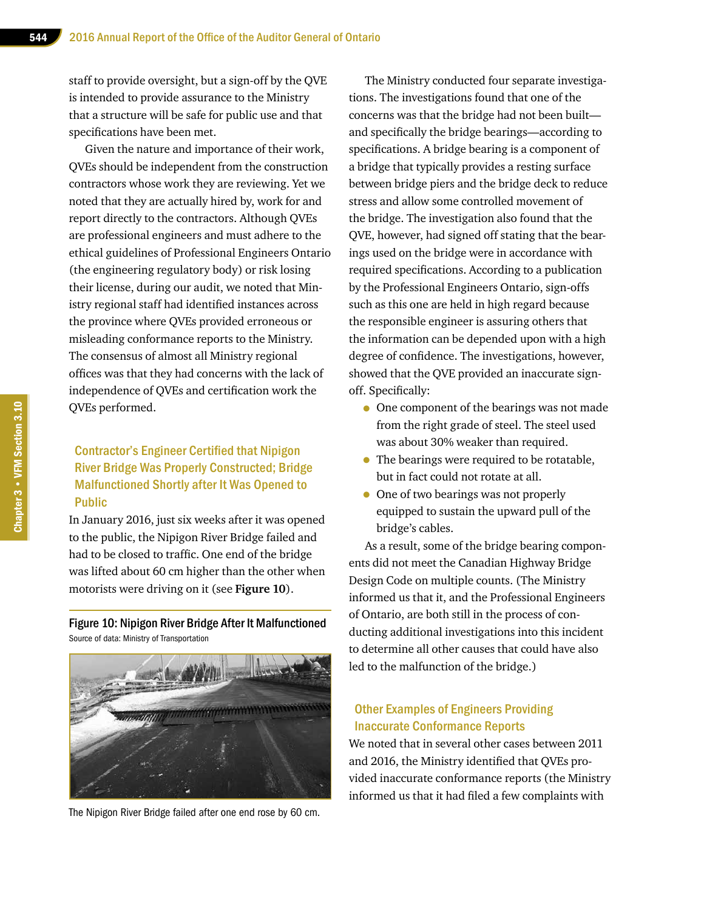staff to provide oversight, but a sign-off by the QVE is intended to provide assurance to the Ministry that a structure will be safe for public use and that specifications have been met.

Given the nature and importance of their work, QVEs should be independent from the construction contractors whose work they are reviewing. Yet we noted that they are actually hired by, work for and report directly to the contractors. Although QVEs are professional engineers and must adhere to the ethical guidelines of Professional Engineers Ontario (the engineering regulatory body) or risk losing their license, during our audit, we noted that Ministry regional staff had identified instances across the province where QVEs provided erroneous or misleading conformance reports to the Ministry. The consensus of almost all Ministry regional offices was that they had concerns with the lack of independence of QVEs and certification work the QVEs performed.

### Contractor's Engineer Certified that Nipigon River Bridge Was Properly Constructed; Bridge Malfunctioned Shortly after It Was Opened to Public

In January 2016, just six weeks after it was opened to the public, the Nipigon River Bridge failed and had to be closed to traffic. One end of the bridge was lifted about 60 cm higher than the other when motorists were driving on it (see **Figure 10**).

**Figure 10: Nipigon River Bridge After It Malfunctioned**
Source of data: Ministry of Transportation

The Nipigon River Bridge failed after one end rose by 60 cm.

The Ministry conducted four separate investigations. The investigations found that one of the concerns was that the bridge had not been built—and specifically the bridge bearings—according to specifications. A bridge bearing is a component of a bridge that typically provides a resting surface between bridge piers and the bridge deck to reduce stress and allow some controlled movement of the bridge. The investigation also found that the QVE, however, had signed off stating that the bearings used on the bridge were in accordance with required specifications. According to a publication by the Professional Engineers Ontario, sign-offs such as this one are held in high regard because the responsible engineer is assuring others that the information can be depended upon with a high degree of confidence. The investigations, however, showed that the QVE provided an inaccurate sign-off. Specifically:

- One component of the bearings was not made from the right grade of steel. The steel used was about 30% weaker than required.
- The bearings were required to be rotatable, but in fact could not rotate at all.
- One of two bearings was not properly equipped to sustain the upward pull of the bridge's cables.

As a result, some of the bridge bearing components did not meet the Canadian Highway Bridge Design Code on multiple counts. (The Ministry informed us that it, and the Professional Engineers of Ontario, are both still in the process of conducting additional investigations into this incident to determine all other causes that could have also led to the malfunction of the bridge.)

### Other Examples of Engineers Providing Inaccurate Conformance Reports

We noted that in several other cases between 2011 and 2016, the Ministry identified that QVEs provided inaccurate conformance reports (the Ministry informed us that it had filed a few complaints with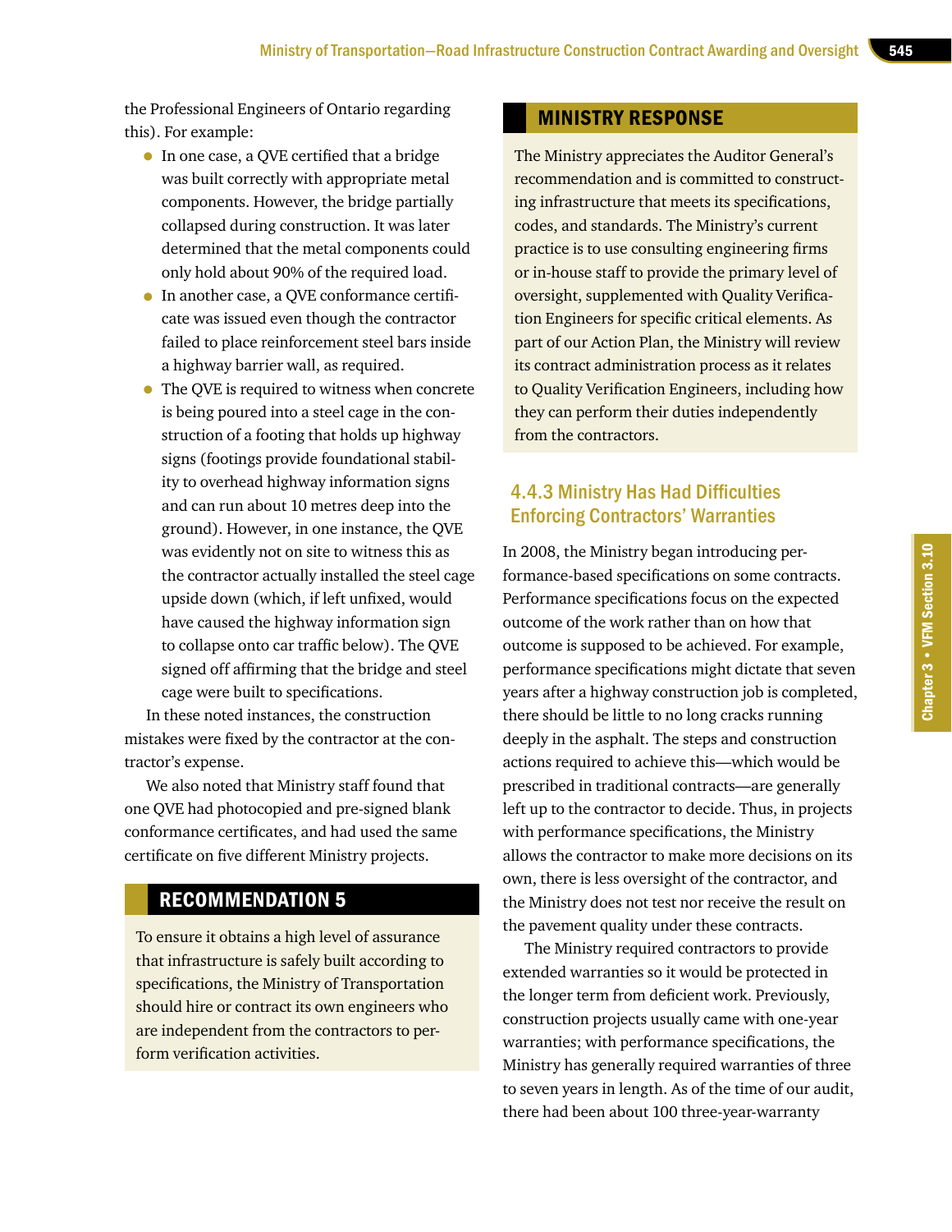the Professional Engineers of Ontario regarding this). For example:

- In one case, a QVE certified that a bridge was built correctly with appropriate metal components. However, the bridge partially collapsed during construction. It was later determined that the metal components could only hold about 90% of the required load.
- In another case, a QVE conformance certificate was issued even though the contractor failed to place reinforcement steel bars inside a highway barrier wall, as required.
- The QVE is required to witness when concrete is being poured into a steel cage in the construction of a footing that holds up highway signs (footings provide foundational stability to overhead highway information signs and can run about 10 metres deep into the ground). However, in one instance, the QVE was evidently not on site to witness this as the contractor actually installed the steel cage upside down (which, if left unfixed, would have caused the highway information sign to collapse onto car traffic below). The QVE signed off affirming that the bridge and steel cage were built to specifications.

In these noted instances, the construction mistakes were fixed by the contractor at the contractor's expense.

We also noted that Ministry staff found that one QVE had photocopied and pre-signed blank conformance certificates, and had used the same certificate on five different Ministry projects.

## RECOMMENDATION 5

To ensure it obtains a high level of assurance that infrastructure is safely built according to specifications, the Ministry of Transportation should hire or contract its own engineers who are independent from the contractors to perform verification activities.

## MINISTRY RESPONSE

The Ministry appreciates the Auditor General's recommendation and is committed to constructing infrastructure that meets its specifications, codes, and standards. The Ministry's current practice is to use consulting engineering firms or in-house staff to provide the primary level of oversight, supplemented with Quality Verification Engineers for specific critical elements. As part of our Action Plan, the Ministry will review its contract administration process as it relates to Quality Verification Engineers, including how they can perform their duties independently from the contractors.

### 4.4.3 Ministry Has Had Difficulties Enforcing Contractors' Warranties

In 2008, the Ministry began introducing performance-based specifications on some contracts. Performance specifications focus on the expected outcome of the work rather than on how that outcome is supposed to be achieved. For example, performance specifications might dictate that seven years after a highway construction job is completed, there should be little to no long cracks running deeply in the asphalt. The steps and construction actions required to achieve this—which would be prescribed in traditional contracts—are generally left up to the contractor to decide. Thus, in projects with performance specifications, the Ministry allows the contractor to make more decisions on its own, there is less oversight of the contractor, and the Ministry does not test nor receive the result on the pavement quality under these contracts.

The Ministry required contractors to provide extended warranties so it would be protected in the longer term from deficient work. Previously, construction projects usually came with one-year warranties; with performance specifications, the Ministry has generally required warranties of three to seven years in length. As of the time of our audit, there had been about 100 three-year-warranty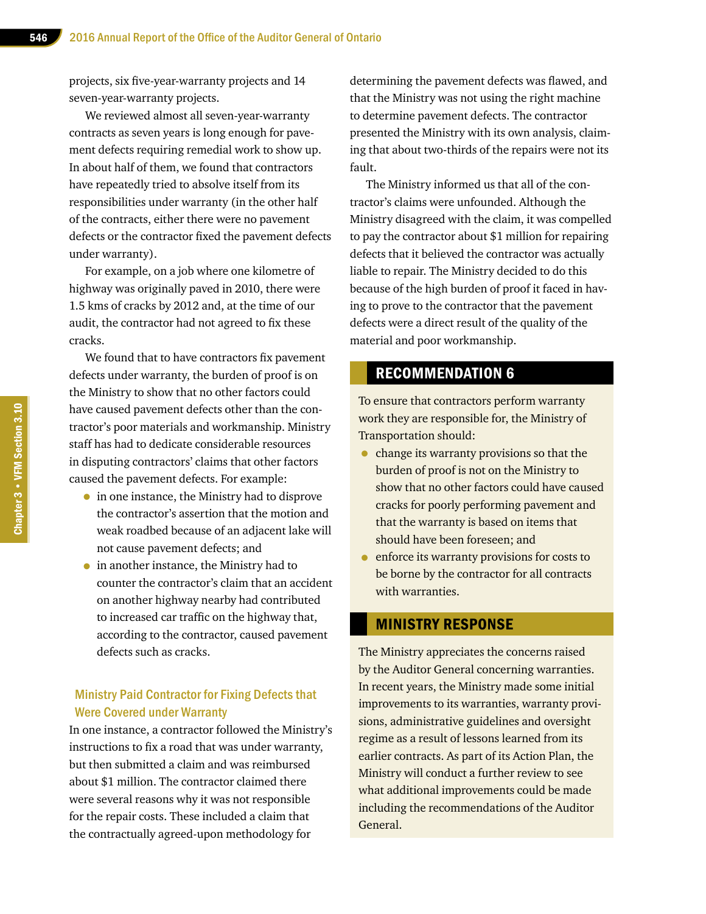projects, six five-year-warranty projects and 14 seven-year-warranty projects.

We reviewed almost all seven-year-warranty contracts as seven years is long enough for pavement defects requiring remedial work to show up. In about half of them, we found that contractors have repeatedly tried to absolve itself from its responsibilities under warranty (in the other half of the contracts, either there were no pavement defects or the contractor fixed the pavement defects under warranty).

For example, on a job where one kilometre of highway was originally paved in 2010, there were 1.5 kms of cracks by 2012 and, at the time of our audit, the contractor had not agreed to fix these cracks.

We found that to have contractors fix pavement defects under warranty, the burden of proof is on the Ministry to show that no other factors could have caused pavement defects other than the contractor's poor materials and workmanship. Ministry staff has had to dedicate considerable resources in disputing contractors' claims that other factors caused the pavement defects. For example:

- in one instance, the Ministry had to disprove the contractor's assertion that the motion and weak roadbed because of an adjacent lake will not cause pavement defects; and
- in another instance, the Ministry had to counter the contractor's claim that an accident on another highway nearby had contributed to increased car traffic on the highway that, according to the contractor, caused pavement defects such as cracks.

### Ministry Paid Contractor for Fixing Defects that Were Covered under Warranty

In one instance, a contractor followed the Ministry's instructions to fix a road that was under warranty, but then submitted a claim and was reimbursed about $1 million. The contractor claimed there were several reasons why it was not responsible for the repair costs. These included a claim that the contractually agreed-upon methodology for determining the pavement defects was flawed, and that the Ministry was not using the right machine to determine pavement defects. The contractor presented the Ministry with its own analysis, claiming that about two-thirds of the repairs were not its fault.

The Ministry informed us that all of the contractor's claims were unfounded. Although the Ministry disagreed with the claim, it was compelled to pay the contractor about $1 million for repairing defects that it believed the contractor was actually liable to repair. The Ministry decided to do this because of the high burden of proof it faced in having to prove to the contractor that the pavement defects were a direct result of the quality of the material and poor workmanship.

## RECOMMENDATION 6

To ensure that contractors perform warranty work they are responsible for, the Ministry of Transportation should:

- change its warranty provisions so that the burden of proof is not on the Ministry to show that no other factors could have caused cracks for poorly performing pavement and that the warranty is based on items that should have been foreseen; and
- enforce its warranty provisions for costs to be borne by the contractor for all contracts with warranties.

## MINISTRY RESPONSE

The Ministry appreciates the concerns raised by the Auditor General concerning warranties. In recent years, the Ministry made some initial improvements to its warranties, warranty provisions, administrative guidelines and oversight regime as a result of lessons learned from its earlier contracts. As part of its Action Plan, the Ministry will conduct a further review to see what additional improvements could be made including the recommendations of the Auditor General.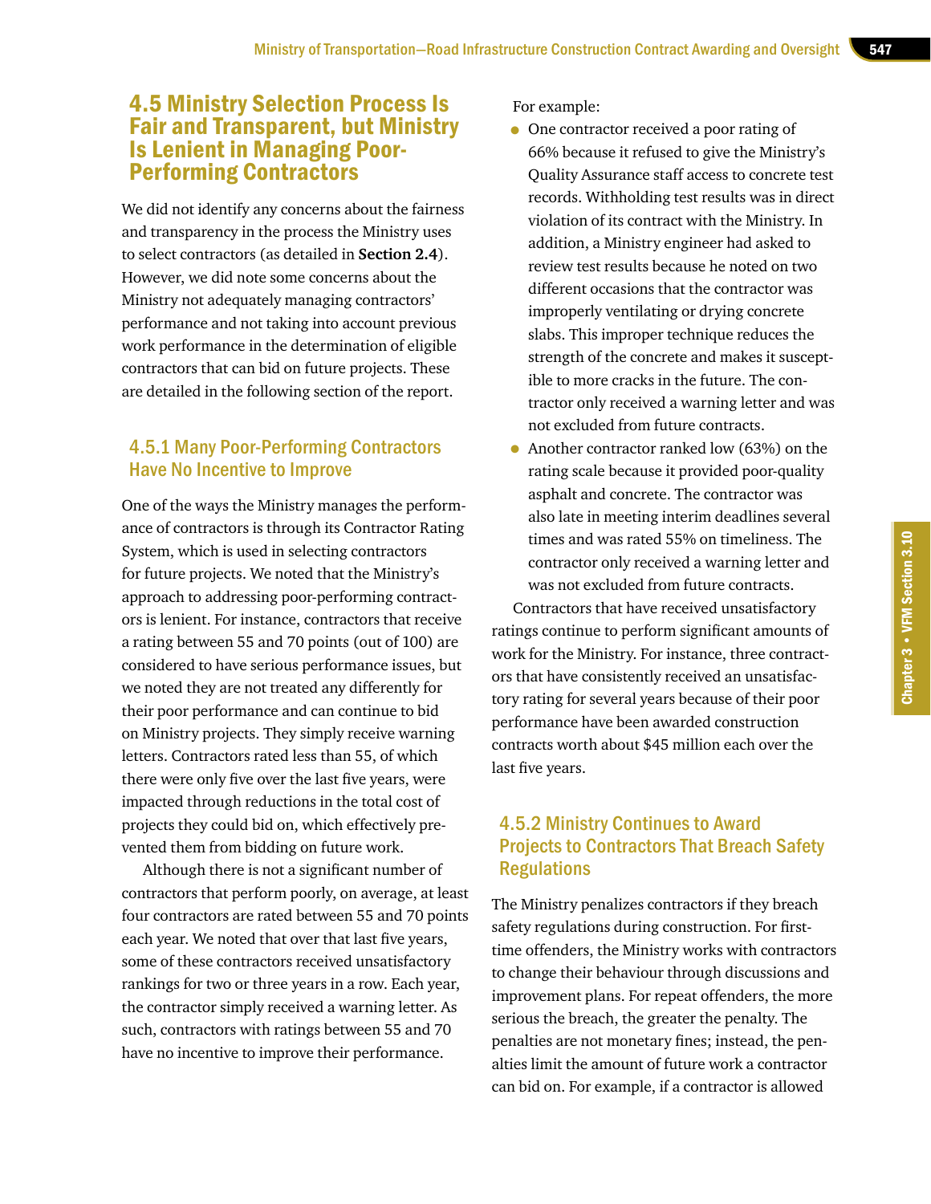## 4.5 Ministry Selection Process Is Fair and Transparent, but Ministry Is Lenient in Managing Poor-Performing Contractors

We did not identify any concerns about the fairness and transparency in the process the Ministry uses to select contractors (as detailed in **Section 2.4**). However, we did note some concerns about the Ministry not adequately managing contractors' performance and not taking into account previous work performance in the determination of eligible contractors that can bid on future projects. These are detailed in the following section of the report.

### 4.5.1 Many Poor-Performing Contractors Have No Incentive to Improve

One of the ways the Ministry manages the performance of contractors is through its Contractor Rating System, which is used in selecting contractors for future projects. We noted that the Ministry's approach to addressing poor-performing contractors is lenient. For instance, contractors that receive a rating between 55 and 70 points (out of 100) are considered to have serious performance issues, but we noted they are not treated any differently for their poor performance and can continue to bid on Ministry projects. They simply receive warning letters. Contractors rated less than 55, of which there were only five over the last five years, were impacted through reductions in the total cost of projects they could bid on, which effectively prevented them from bidding on future work.

Although there is not a significant number of contractors that perform poorly, on average, at least four contractors are rated between 55 and 70 points each year. We noted that over that last five years, some of these contractors received unsatisfactory rankings for two or three years in a row. Each year, the contractor simply received a warning letter. As such, contractors with ratings between 55 and 70 have no incentive to improve their performance.

For example:

- One contractor received a poor rating of 66% because it refused to give the Ministry's Quality Assurance staff access to concrete test records. Withholding test results was in direct violation of its contract with the Ministry. In addition, a Ministry engineer had asked to review test results because he noted on two different occasions that the contractor was improperly ventilating or drying concrete slabs. This improper technique reduces the strength of the concrete and makes it susceptible to more cracks in the future. The contractor only received a warning letter and was not excluded from future contracts.
- Another contractor ranked low (63%) on the rating scale because it provided poor-quality asphalt and concrete. The contractor was also late in meeting interim deadlines several times and was rated 55% on timeliness. The contractor only received a warning letter and was not excluded from future contracts.

Contractors that have received unsatisfactory ratings continue to perform significant amounts of work for the Ministry. For instance, three contractors that have consistently received an unsatisfactory rating for several years because of their poor performance have been awarded construction contracts worth about $45 million each over the last five years.

### 4.5.2 Ministry Continues to Award Projects to Contractors That Breach Safety Regulations

The Ministry penalizes contractors if they breach safety regulations during construction. For first-time offenders, the Ministry works with contractors to change their behaviour through discussions and improvement plans. For repeat offenders, the more serious the breach, the greater the penalty. The penalties are not monetary fines; instead, the penalties limit the amount of future work a contractor can bid on. For example, if a contractor is allowed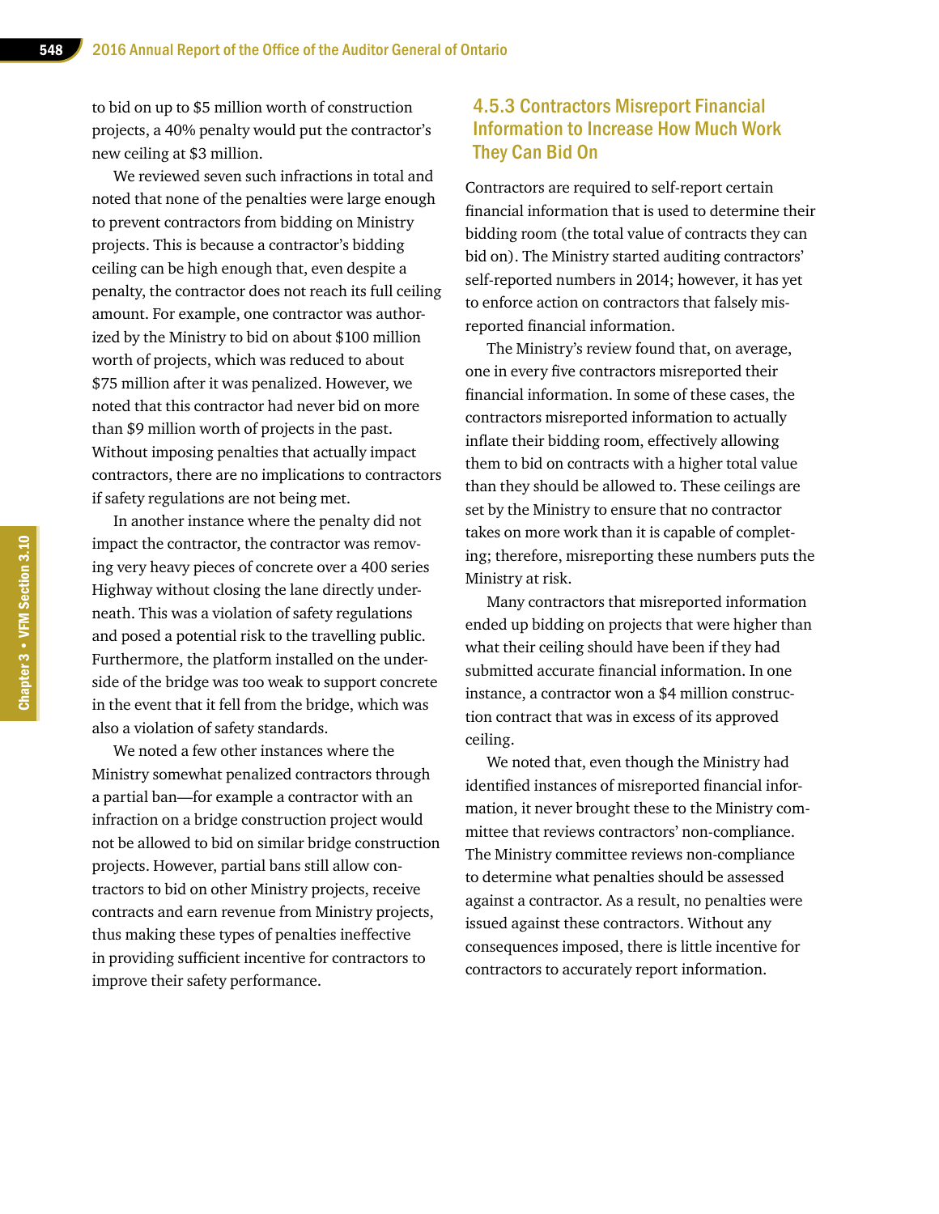to bid on up to $5 million worth of construction projects, a 40% penalty would put the contractor's new ceiling at $3 million.

We reviewed seven such infractions in total and noted that none of the penalties were large enough to prevent contractors from bidding on Ministry projects. This is because a contractor's bidding ceiling can be high enough that, even despite a penalty, the contractor does not reach its full ceiling amount. For example, one contractor was authorized by the Ministry to bid on about $100 million worth of projects, which was reduced to about $75 million after it was penalized. However, we noted that this contractor had never bid on more than $9 million worth of projects in the past. Without imposing penalties that actually impact contractors, there are no implications to contractors if safety regulations are not being met.

In another instance where the penalty did not impact the contractor, the contractor was removing very heavy pieces of concrete over a 400 series Highway without closing the lane directly underneath. This was a violation of safety regulations and posed a potential risk to the travelling public. Furthermore, the platform installed on the underside of the bridge was too weak to support concrete in the event that it fell from the bridge, which was also a violation of safety standards.

We noted a few other instances where the Ministry somewhat penalized contractors through a partial ban—for example a contractor with an infraction on a bridge construction project would not be allowed to bid on similar bridge construction projects. However, partial bans still allow contractors to bid on other Ministry projects, receive contracts and earn revenue from Ministry projects, thus making these types of penalties ineffective in providing sufficient incentive for contractors to improve their safety performance.

### 4.5.3 Contractors Misreport Financial Information to Increase How Much Work They Can Bid On

Contractors are required to self-report certain financial information that is used to determine their bidding room (the total value of contracts they can bid on). The Ministry started auditing contractors' self-reported numbers in 2014; however, it has yet to enforce action on contractors that falsely misreported financial information.

The Ministry's review found that, on average, one in every five contractors misreported their financial information. In some of these cases, the contractors misreported information to actually inflate their bidding room, effectively allowing them to bid on contracts with a higher total value than they should be allowed to. These ceilings are set by the Ministry to ensure that no contractor takes on more work than it is capable of completing; therefore, misreporting these numbers puts the Ministry at risk.

Many contractors that misreported information ended up bidding on projects that were higher than what their ceiling should have been if they had submitted accurate financial information. In one instance, a contractor won a $4 million construction contract that was in excess of its approved ceiling.

We noted that, even though the Ministry had identified instances of misreported financial information, it never brought these to the Ministry committee that reviews contractors' non-compliance. The Ministry committee reviews non-compliance to determine what penalties should be assessed against a contractor. As a result, no penalties were issued against these contractors. Without any consequences imposed, there is little incentive for contractors to accurately report information.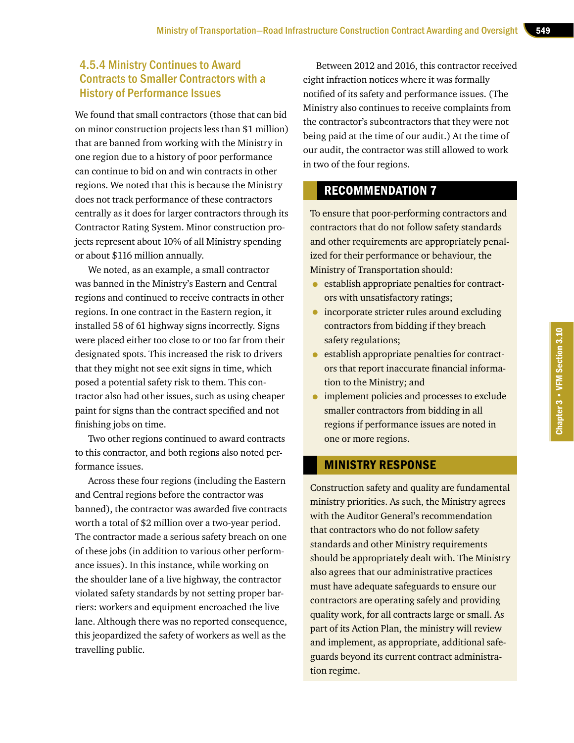### 4.5.4 Ministry Continues to Award Contracts to Smaller Contractors with a History of Performance Issues

We found that small contractors (those that can bid on minor construction projects less than $1 million) that are banned from working with the Ministry in one region due to a history of poor performance can continue to bid on and win contracts in other regions. We noted that this is because the Ministry does not track performance of these contractors centrally as it does for larger contractors through its Contractor Rating System. Minor construction projects represent about 10% of all Ministry spending or about $116 million annually.

We noted, as an example, a small contractor was banned in the Ministry's Eastern and Central regions and continued to receive contracts in other regions. In one contract in the Eastern region, it installed 58 of 61 highway signs incorrectly. Signs were placed either too close to or too far from their designated spots. This increased the risk to drivers that they might not see exit signs in time, which posed a potential safety risk to them. This contractor also had other issues, such as using cheaper paint for signs than the contract specified and not finishing jobs on time.

Two other regions continued to award contracts to this contractor, and both regions also noted performance issues.

Across these four regions (including the Eastern and Central regions before the contractor was banned), the contractor was awarded five contracts worth a total of $2 million over a two-year period. The contractor made a serious safety breach on one of these jobs (in addition to various other performance issues). In this instance, while working on the shoulder lane of a live highway, the contractor violated safety standards by not setting proper barriers: workers and equipment encroached the live lane. Although there was no reported consequence, this jeopardized the safety of workers as well as the travelling public.

Between 2012 and 2016, this contractor received eight infraction notices where it was formally notified of its safety and performance issues. (The Ministry also continues to receive complaints from the contractor's subcontractors that they were not being paid at the time of our audit.) At the time of our audit, the contractor was still allowed to work in two of the four regions.

## RECOMMENDATION 7

To ensure that poor-performing contractors and contractors that do not follow safety standards and other requirements are appropriately penalized for their performance or behaviour, the Ministry of Transportation should:

- establish appropriate penalties for contractors with unsatisfactory ratings;
- incorporate stricter rules around excluding contractors from bidding if they breach safety regulations;
- establish appropriate penalties for contractors that report inaccurate financial information to the Ministry; and
- implement policies and processes to exclude smaller contractors from bidding in all regions if performance issues are noted in one or more regions.

## MINISTRY RESPONSE

Construction safety and quality are fundamental ministry priorities. As such, the Ministry agrees with the Auditor General's recommendation that contractors who do not follow safety standards and other Ministry requirements should be appropriately dealt with. The Ministry also agrees that our administrative practices must have adequate safeguards to ensure our contractors are operating safely and providing quality work, for all contracts large or small. As part of its Action Plan, the ministry will review and implement, as appropriate, additional safeguards beyond its current contract administration regime.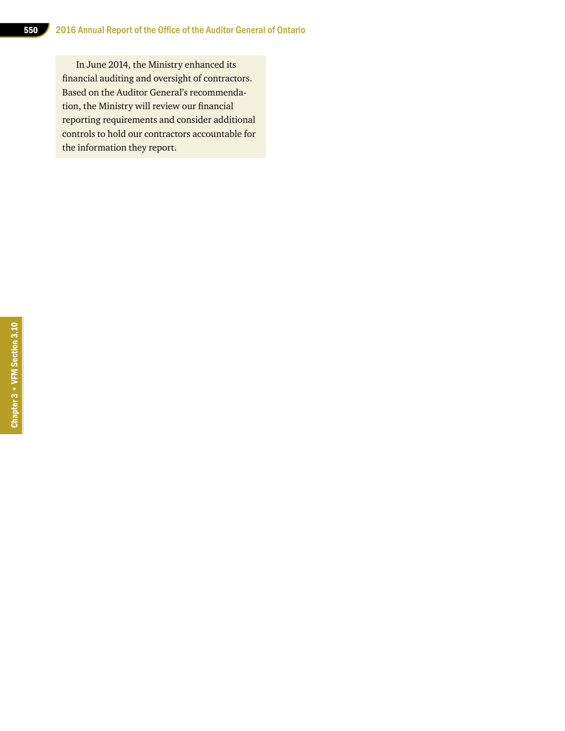In June 2014, the Ministry enhanced its financial auditing and oversight of contractors. Based on the Auditor General's recommendation, the Ministry will review our financial reporting requirements and consider additional controls to hold our contractors accountable for the information they report.